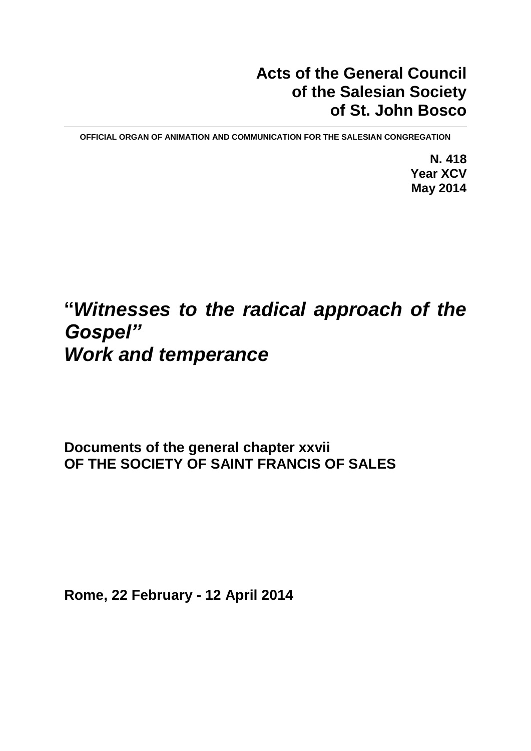# Acts of the General Council of the Salesian Society of St. John Bosco

**OFFICIAL ORGAN OF ANIMATION AND COMMUNICATION FOR THE SALESIAN CONGREGATION**

**N. 418**
**Year XCV**
**May 2014**

# *"Witnesses to the radical approach of the Gospel"* *Work and temperance*

**Documents of the general chapter xxvii**
**OF THE SOCIETY OF SAINT FRANCIS OF SALES**

**Rome, 22 February - 12 April 2014**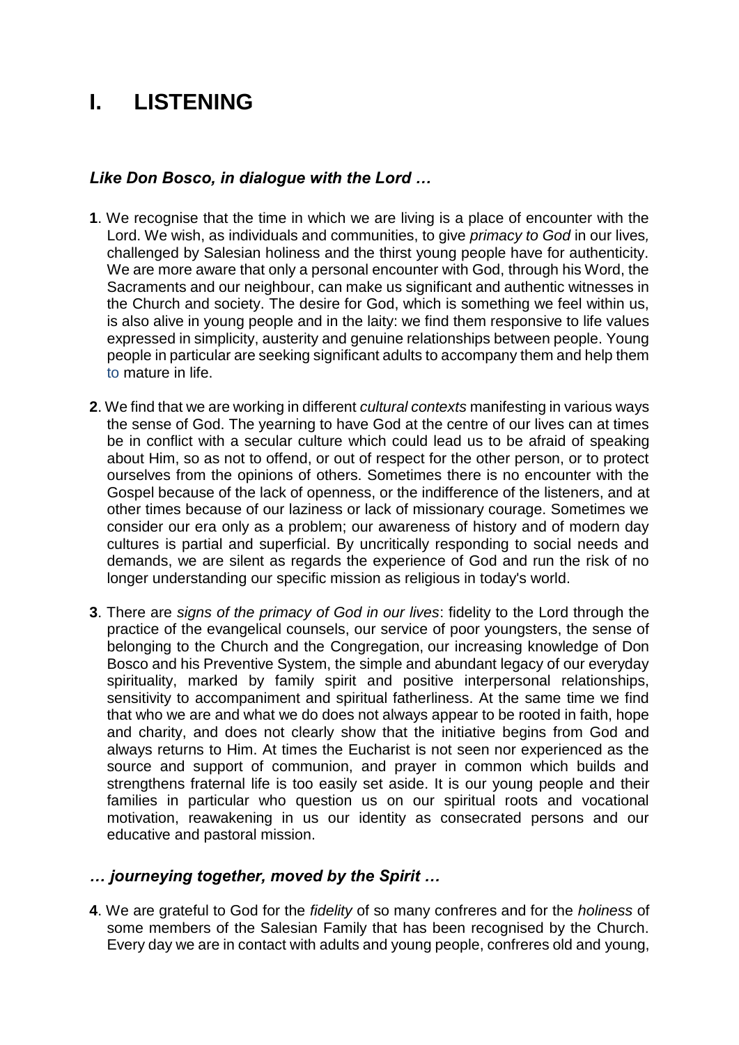# I. LISTENING

### *Like Don Bosco, in dialogue with the Lord …*

**1**. We recognise that the time in which we are living is a place of encounter with the Lord. We wish, as individuals and communities, to give *primacy to God* in our lives, challenged by Salesian holiness and the thirst young people have for authenticity. We are more aware that only a personal encounter with God, through his Word, the Sacraments and our neighbour, can make us significant and authentic witnesses in the Church and society. The desire for God, which is something we feel within us, is also alive in young people and in the laity: we find them responsive to life values expressed in simplicity, austerity and genuine relationships between people. Young people in particular are seeking significant adults to accompany them and help them to mature in life.

**2**. We find that we are working in different *cultural contexts* manifesting in various ways the sense of God. The yearning to have God at the centre of our lives can at times be in conflict with a secular culture which could lead us to be afraid of speaking about Him, so as not to offend, or out of respect for the other person, or to protect ourselves from the opinions of others. Sometimes there is no encounter with the Gospel because of the lack of openness, or the indifference of the listeners, and at other times because of our laziness or lack of missionary courage. Sometimes we consider our era only as a problem; our awareness of history and of modern day cultures is partial and superficial. By uncritically responding to social needs and demands, we are silent as regards the experience of God and run the risk of no longer understanding our specific mission as religious in today's world.

**3**. There are *signs of the primacy of God in our lives*: fidelity to the Lord through the practice of the evangelical counsels, our service of poor youngsters, the sense of belonging to the Church and the Congregation, our increasing knowledge of Don Bosco and his Preventive System, the simple and abundant legacy of our everyday spirituality, marked by family spirit and positive interpersonal relationships, sensitivity to accompaniment and spiritual fatherliness. At the same time we find that who we are and what we do does not always appear to be rooted in faith, hope and charity, and does not clearly show that the initiative begins from God and always returns to Him. At times the Eucharist is not seen nor experienced as the source and support of communion, and prayer in common which builds and strengthens fraternal life is too easily set aside. It is our young people and their families in particular who question us on our spiritual roots and vocational motivation, reawakening in us our identity as consecrated persons and our educative and pastoral mission.

### *… journeying together, moved by the Spirit …*

**4**. We are grateful to God for the *fidelity* of so many confreres and for the *holiness* of some members of the Salesian Family that has been recognised by the Church. Every day we are in contact with adults and young people, confreres old and young,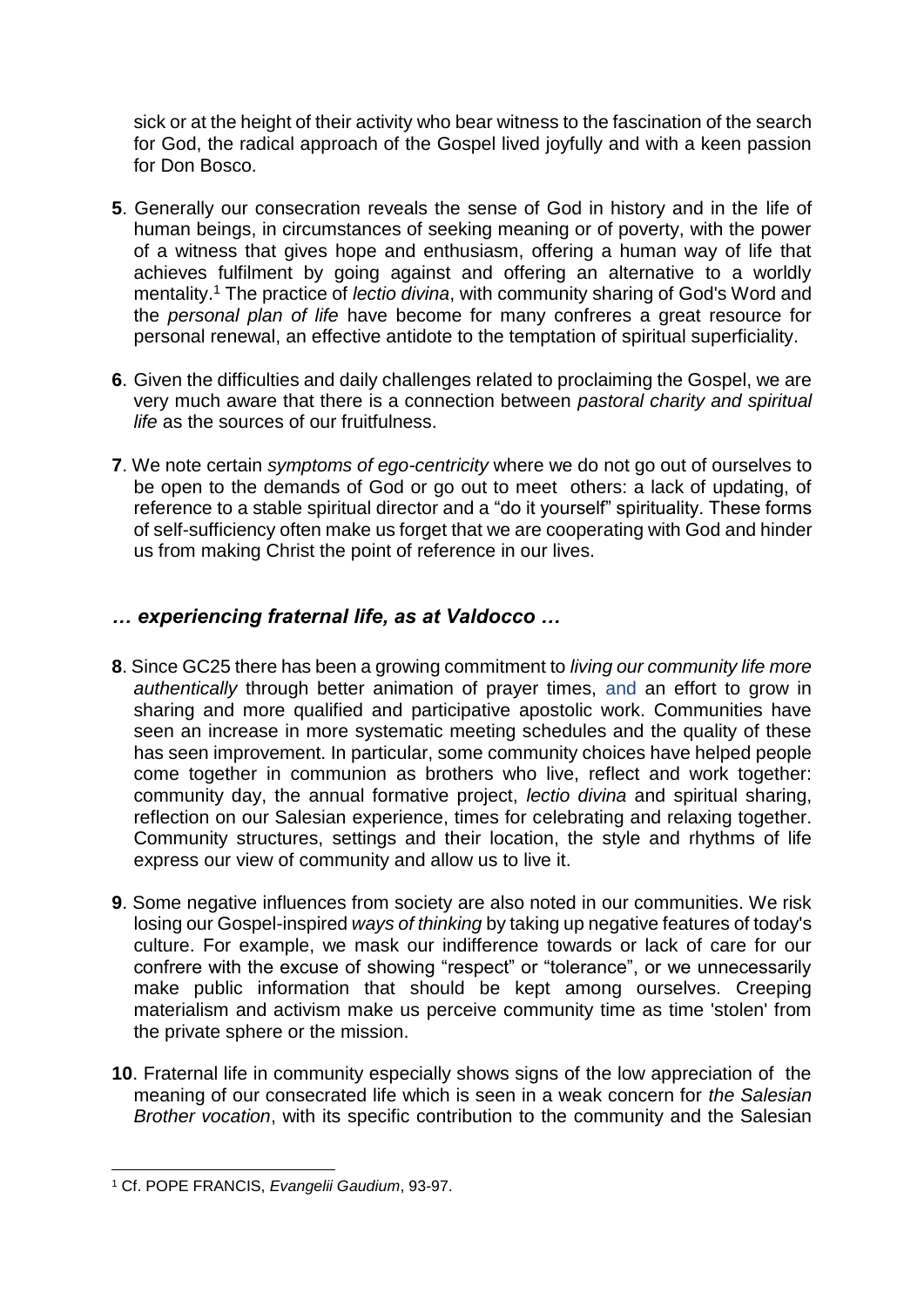sick or at the height of their activity who bear witness to the fascination of the search for God, the radical approach of the Gospel lived joyfully and with a keen passion for Don Bosco.

**5**. Generally our consecration reveals the sense of God in history and in the life of human beings, in circumstances of seeking meaning or of poverty, with the power of a witness that gives hope and enthusiasm, offering a human way of life that achieves fulfilment by going against and offering an alternative to a worldly mentality.[1] The practice of *lectio divina*, with community sharing of God's Word and the *personal plan of life* have become for many confreres a great resource for personal renewal, an effective antidote to the temptation of spiritual superficiality.

**6**. Given the difficulties and daily challenges related to proclaiming the Gospel, we are very much aware that there is a connection between *pastoral charity and spiritual life* as the sources of our fruitfulness.

**7**. We note certain *symptoms of ego-centricity* where we do not go out of ourselves to be open to the demands of God or go out to meet others: a lack of updating, of reference to a stable spiritual director and a "do it yourself" spirituality. These forms of self-sufficiency often make us forget that we are cooperating with God and hinder us from making Christ the point of reference in our lives.

### *… experiencing fraternal life, as at Valdocco …*

**8**. Since GC25 there has been a growing commitment to *living our community life more authentically* through better animation of prayer times, and an effort to grow in sharing and more qualified and participative apostolic work. Communities have seen an increase in more systematic meeting schedules and the quality of these has seen improvement. In particular, some community choices have helped people come together in communion as brothers who live, reflect and work together: community day, the annual formative project, *lectio divina* and spiritual sharing, reflection on our Salesian experience, times for celebrating and relaxing together. Community structures, settings and their location, the style and rhythms of life express our view of community and allow us to live it.

**9**. Some negative influences from society are also noted in our communities. We risk losing our Gospel-inspired *ways of thinking* by taking up negative features of today's culture. For example, we mask our indifference towards or lack of care for our confrere with the excuse of showing "respect" or "tolerance", or we unnecessarily make public information that should be kept among ourselves. Creeping materialism and activism make us perceive community time as time 'stolen' from the private sphere or the mission.

**10**. Fraternal life in community especially shows signs of the low appreciation of the meaning of our consecrated life which is seen in a weak concern for *the Salesian Brother vocation*, with its specific contribution to the community and the Salesian

---

[1] Cf. POPE FRANCIS, *Evangelii Gaudium*, 93-97.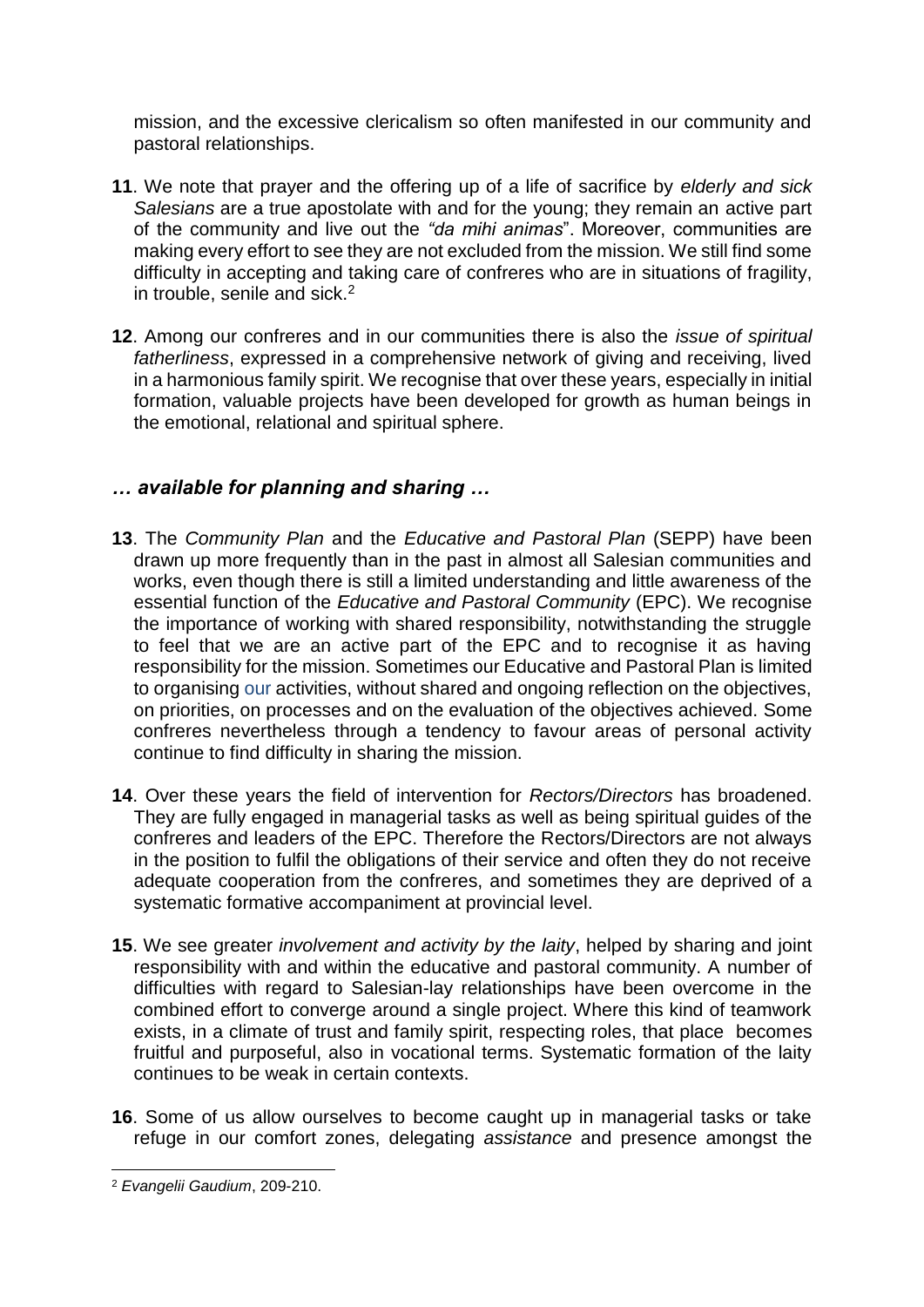mission, and the excessive clericalism so often manifested in our community and pastoral relationships.

**11**. We note that prayer and the offering up of a life of sacrifice by *elderly and sick Salesians* are a true apostolate with and for the young; they remain an active part of the community and live out the *"da mihi animas*". Moreover, communities are making every effort to see they are not excluded from the mission. We still find some difficulty in accepting and taking care of confreres who are in situations of fragility, in trouble, senile and sick.[2]

**12**. Among our confreres and in our communities there is also the *issue of spiritual fatherliness*, expressed in a comprehensive network of giving and receiving, lived in a harmonious family spirit. We recognise that over these years, especially in initial formation, valuable projects have been developed for growth as human beings in the emotional, relational and spiritual sphere.

### *… available for planning and sharing …*

**13**. The *Community Plan* and the *Educative and Pastoral Plan* (SEPP) have been drawn up more frequently than in the past in almost all Salesian communities and works, even though there is still a limited understanding and little awareness of the essential function of the *Educative and Pastoral Community* (EPC). We recognise the importance of working with shared responsibility, notwithstanding the struggle to feel that we are an active part of the EPC and to recognise it as having responsibility for the mission. Sometimes our Educative and Pastoral Plan is limited to organising our activities, without shared and ongoing reflection on the objectives, on priorities, on processes and on the evaluation of the objectives achieved. Some confreres nevertheless through a tendency to favour areas of personal activity continue to find difficulty in sharing the mission.

**14**. Over these years the field of intervention for *Rectors/Directors* has broadened. They are fully engaged in managerial tasks as well as being spiritual guides of the confreres and leaders of the EPC. Therefore the Rectors/Directors are not always in the position to fulfil the obligations of their service and often they do not receive adequate cooperation from the confreres, and sometimes they are deprived of a systematic formative accompaniment at provincial level.

**15**. We see greater *involvement and activity by the laity*, helped by sharing and joint responsibility with and within the educative and pastoral community. A number of difficulties with regard to Salesian-lay relationships have been overcome in the combined effort to converge around a single project. Where this kind of teamwork exists, in a climate of trust and family spirit, respecting roles, that place becomes fruitful and purposeful, also in vocational terms. Systematic formation of the laity continues to be weak in certain contexts.

**16**. Some of us allow ourselves to become caught up in managerial tasks or take refuge in our comfort zones, delegating *assistance* and presence amongst the

---

[2] *Evangelii Gaudium*, 209-210.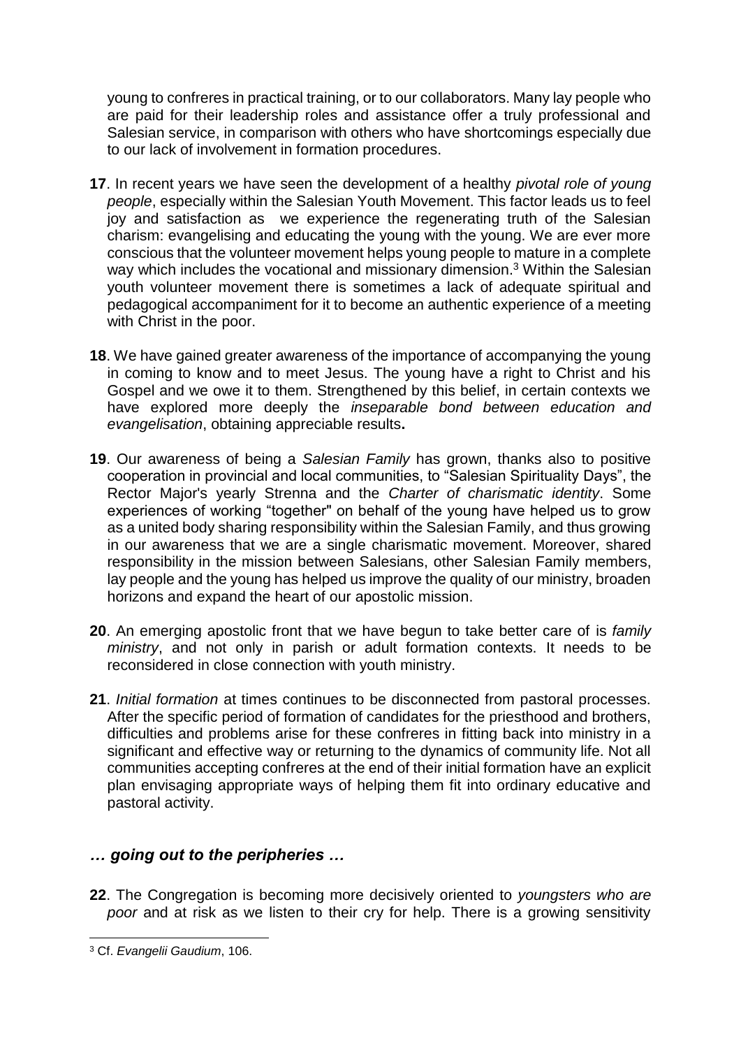young to confreres in practical training, or to our collaborators. Many lay people who are paid for their leadership roles and assistance offer a truly professional and Salesian service, in comparison with others who have shortcomings especially due to our lack of involvement in formation procedures.

**17**. In recent years we have seen the development of a healthy *pivotal role of young people*, especially within the Salesian Youth Movement. This factor leads us to feel joy and satisfaction as we experience the regenerating truth of the Salesian charism: evangelising and educating the young with the young. We are ever more conscious that the volunteer movement helps young people to mature in a complete way which includes the vocational and missionary dimension.[3] Within the Salesian youth volunteer movement there is sometimes a lack of adequate spiritual and pedagogical accompaniment for it to become an authentic experience of a meeting with Christ in the poor.

**18**. We have gained greater awareness of the importance of accompanying the young in coming to know and to meet Jesus. The young have a right to Christ and his Gospel and we owe it to them. Strengthened by this belief, in certain contexts we have explored more deeply the *inseparable bond between education and evangelisation*, obtaining appreciable results**.**

**19**. Our awareness of being a *Salesian Family* has grown, thanks also to positive cooperation in provincial and local communities, to "Salesian Spirituality Days", the Rector Major's yearly Strenna and the *Charter of charismatic identity*. Some experiences of working "together" on behalf of the young have helped us to grow as a united body sharing responsibility within the Salesian Family, and thus growing in our awareness that we are a single charismatic movement. Moreover, shared responsibility in the mission between Salesians, other Salesian Family members, lay people and the young has helped us improve the quality of our ministry, broaden horizons and expand the heart of our apostolic mission.

**20**. An emerging apostolic front that we have begun to take better care of is *family ministry*, and not only in parish or adult formation contexts. It needs to be reconsidered in close connection with youth ministry.

**21**. *Initial formation* at times continues to be disconnected from pastoral processes. After the specific period of formation of candidates for the priesthood and brothers, difficulties and problems arise for these confreres in fitting back into ministry in a significant and effective way or returning to the dynamics of community life. Not all communities accepting confreres at the end of their initial formation have an explicit plan envisaging appropriate ways of helping them fit into ordinary educative and pastoral activity.

### *… going out to the peripheries …*

**22**. The Congregation is becoming more decisively oriented to *youngsters who are poor* and at risk as we listen to their cry for help. There is a growing sensitivity

---

[3] Cf. *Evangelii Gaudium*, 106.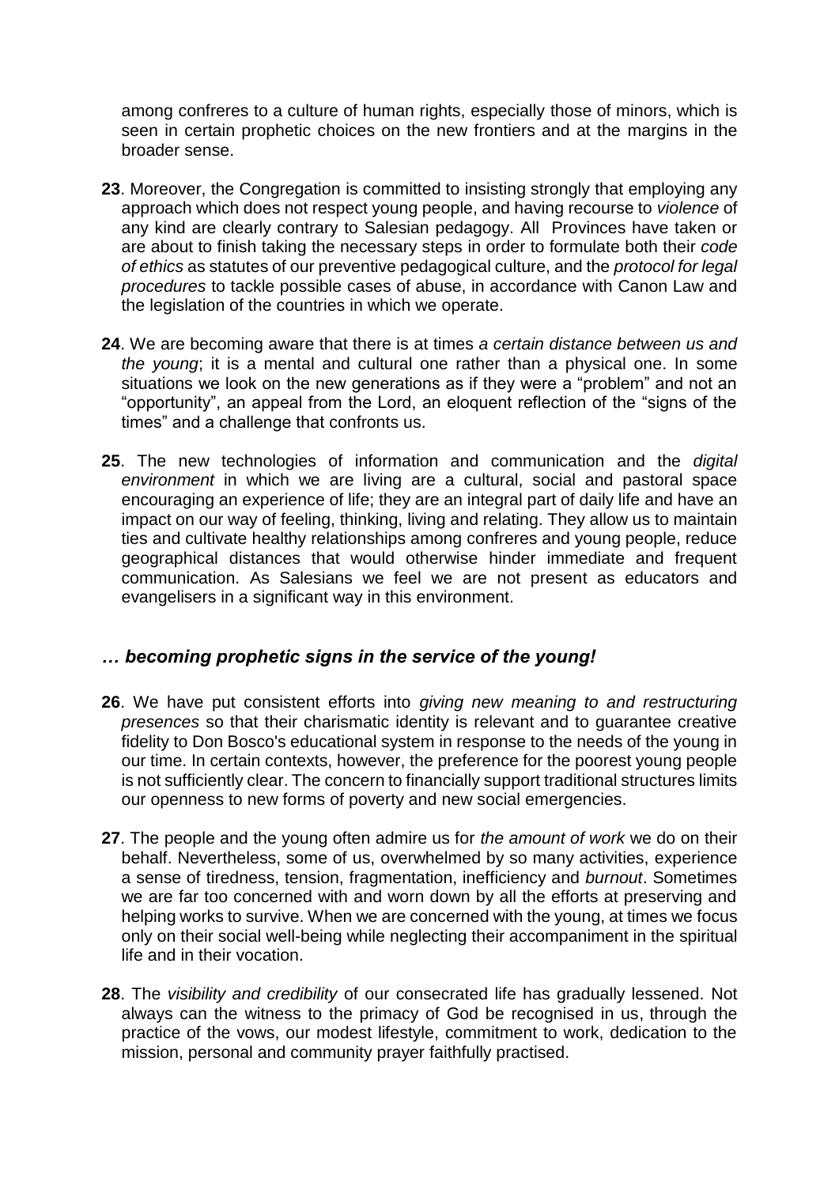among confreres to a culture of human rights, especially those of minors, which is seen in certain prophetic choices on the new frontiers and at the margins in the broader sense.

**23**. Moreover, the Congregation is committed to insisting strongly that employing any approach which does not respect young people, and having recourse to *violence* of any kind are clearly contrary to Salesian pedagogy. All Provinces have taken or are about to finish taking the necessary steps in order to formulate both their *code of ethics* as statutes of our preventive pedagogical culture, and the *protocol for legal procedures* to tackle possible cases of abuse, in accordance with Canon Law and the legislation of the countries in which we operate.

**24**. We are becoming aware that there is at times *a certain distance between us and the young*; it is a mental and cultural one rather than a physical one. In some situations we look on the new generations as if they were a "problem" and not an "opportunity", an appeal from the Lord, an eloquent reflection of the "signs of the times" and a challenge that confronts us.

**25**. The new technologies of information and communication and the *digital environment* in which we are living are a cultural, social and pastoral space encouraging an experience of life; they are an integral part of daily life and have an impact on our way of feeling, thinking, living and relating. They allow us to maintain ties and cultivate healthy relationships among confreres and young people, reduce geographical distances that would otherwise hinder immediate and frequent communication. As Salesians we feel we are not present as educators and evangelisers in a significant way in this environment.

## *… becoming prophetic signs in the service of the young!*

**26**. We have put consistent efforts into *giving new meaning to and restructuring presences* so that their charismatic identity is relevant and to guarantee creative fidelity to Don Bosco's educational system in response to the needs of the young in our time. In certain contexts, however, the preference for the poorest young people is not sufficiently clear. The concern to financially support traditional structures limits our openness to new forms of poverty and new social emergencies.

**27**. The people and the young often admire us for *the amount of work* we do on their behalf. Nevertheless, some of us, overwhelmed by so many activities, experience a sense of tiredness, tension, fragmentation, inefficiency and *burnout*. Sometimes we are far too concerned with and worn down by all the efforts at preserving and helping works to survive. When we are concerned with the young, at times we focus only on their social well-being while neglecting their accompaniment in the spiritual life and in their vocation.

**28**. The *visibility and credibility* of our consecrated life has gradually lessened. Not always can the witness to the primacy of God be recognised in us, through the practice of the vows, our modest lifestyle, commitment to work, dedication to the mission, personal and community prayer faithfully practised.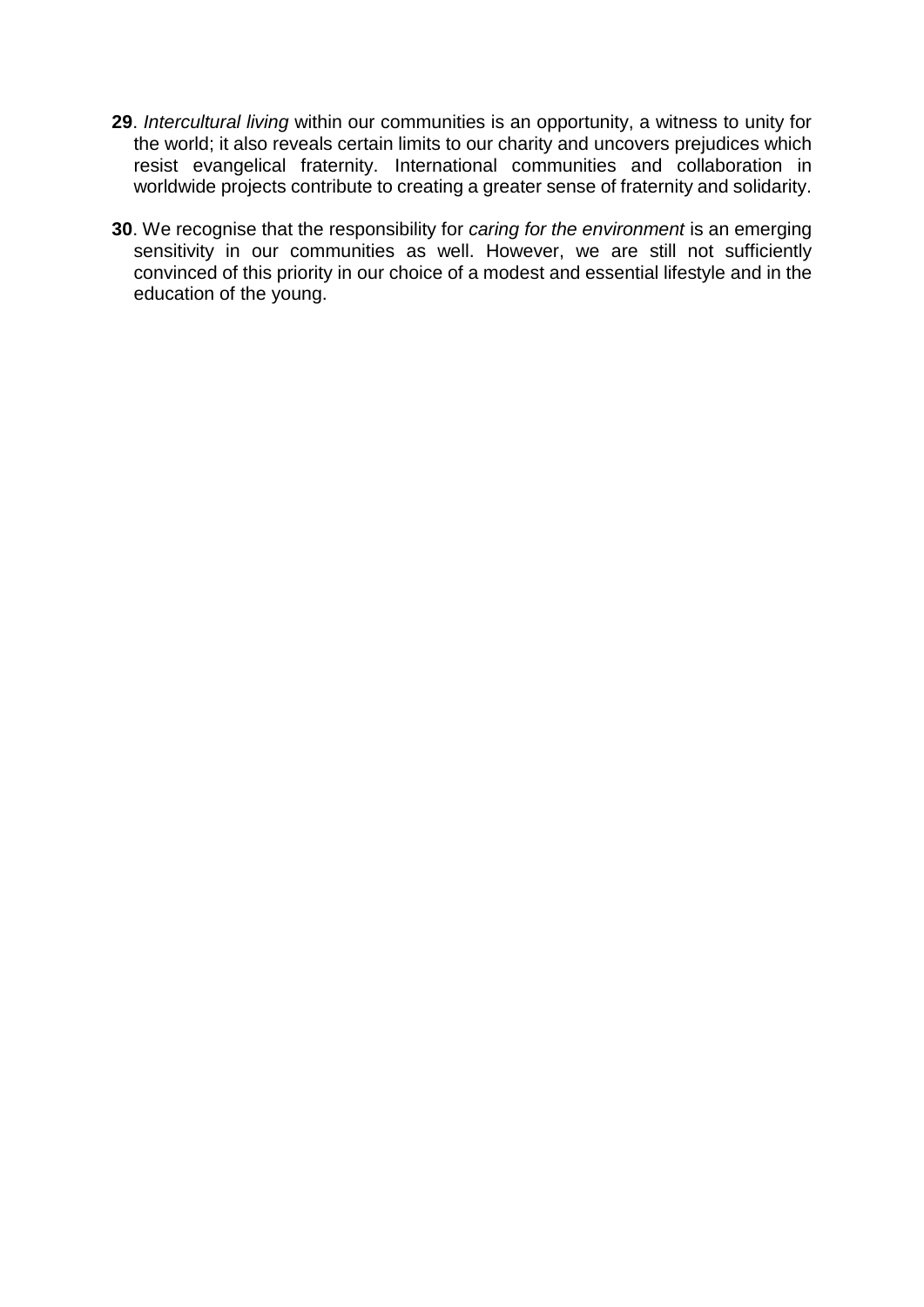**29**. *Intercultural living* within our communities is an opportunity, a witness to unity for the world; it also reveals certain limits to our charity and uncovers prejudices which resist evangelical fraternity. International communities and collaboration in worldwide projects contribute to creating a greater sense of fraternity and solidarity.

**30**. We recognise that the responsibility for *caring for the environment* is an emerging sensitivity in our communities as well. However, we are still not sufficiently convinced of this priority in our choice of a modest and essential lifestyle and in the education of the young.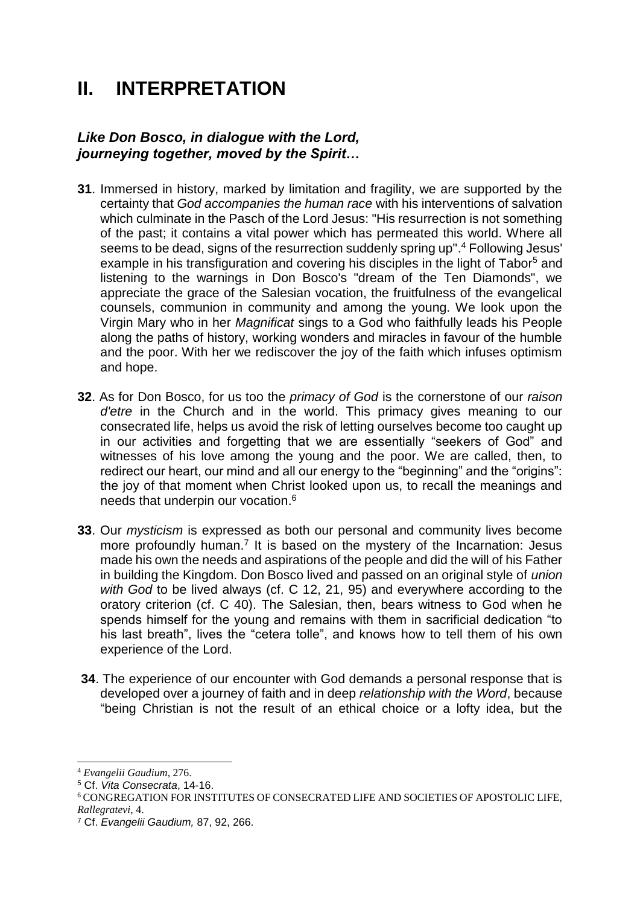# II. INTERPRETATION

***Like Don Bosco, in dialogue with the Lord, journeying together, moved by the Spirit…***

**31**. Immersed in history, marked by limitation and fragility, we are supported by the certainty that *God accompanies the human race* with his interventions of salvation which culminate in the Pasch of the Lord Jesus: "His resurrection is not something of the past; it contains a vital power which has permeated this world. Where all seems to be dead, signs of the resurrection suddenly spring up".[4] Following Jesus' example in his transfiguration and covering his disciples in the light of Tabor[5] and listening to the warnings in Don Bosco's "dream of the Ten Diamonds", we appreciate the grace of the Salesian vocation, the fruitfulness of the evangelical counsels, communion in community and among the young. We look upon the Virgin Mary who in her *Magnificat* sings to a God who faithfully leads his People along the paths of history, working wonders and miracles in favour of the humble and the poor. With her we rediscover the joy of the faith which infuses optimism and hope.

**32**. As for Don Bosco, for us too the *primacy of God* is the cornerstone of our *raison d'etre* in the Church and in the world. This primacy gives meaning to our consecrated life, helps us avoid the risk of letting ourselves become too caught up in our activities and forgetting that we are essentially "seekers of God" and witnesses of his love among the young and the poor. We are called, then, to redirect our heart, our mind and all our energy to the "beginning" and the "origins": the joy of that moment when Christ looked upon us, to recall the meanings and needs that underpin our vocation.[6]

**33**. Our *mysticism* is expressed as both our personal and community lives become more profoundly human.[7] It is based on the mystery of the Incarnation: Jesus made his own the needs and aspirations of the people and did the will of his Father in building the Kingdom. Don Bosco lived and passed on an original style of *union with God* to be lived always (cf. C 12, 21, 95) and everywhere according to the oratory criterion (cf. C 40). The Salesian, then, bears witness to God when he spends himself for the young and remains with them in sacrificial dedication "to his last breath", lives the "cetera tolle", and knows how to tell them of his own experience of the Lord.

**34**. The experience of our encounter with God demands a personal response that is developed over a journey of faith and in deep *relationship with the Word*, because "being Christian is not the result of an ethical choice or a lofty idea, but the

---

[4] *Evangelii Gaudium*, 276.

[5] Cf. *Vita Consecrata*, 14-16.

[6] CONGREGATION FOR INSTITUTES OF CONSECRATED LIFE AND SOCIETIES OF APOSTOLIC LIFE, *Rallegratevi*, 4.

[7] Cf. *Evangelii Gaudium,* 87, 92, 266.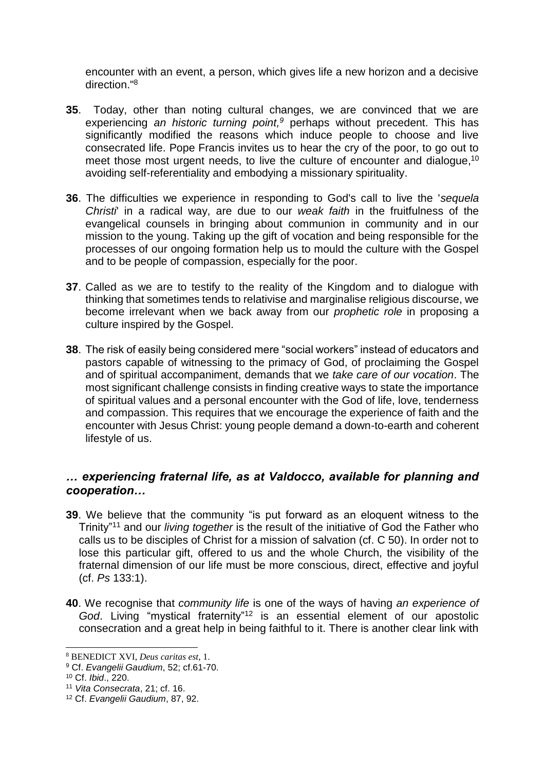encounter with an event, a person, which gives life a new horizon and a decisive direction."[8]

**35**. Today, other than noting cultural changes, we are convinced that we are experiencing *an historic turning point,*[9] perhaps without precedent. This has significantly modified the reasons which induce people to choose and live consecrated life. Pope Francis invites us to hear the cry of the poor, to go out to meet those most urgent needs, to live the culture of encounter and dialogue,[10] avoiding self-referentiality and embodying a missionary spirituality.

**36**. The difficulties we experience in responding to God's call to live the '*sequela Christi*' in a radical way, are due to our *weak faith* in the fruitfulness of the evangelical counsels in bringing about communion in community and in our mission to the young. Taking up the gift of vocation and being responsible for the processes of our ongoing formation help us to mould the culture with the Gospel and to be people of compassion, especially for the poor.

**37**. Called as we are to testify to the reality of the Kingdom and to dialogue with thinking that sometimes tends to relativise and marginalise religious discourse, we become irrelevant when we back away from our *prophetic role* in proposing a culture inspired by the Gospel.

**38**. The risk of easily being considered mere "social workers" instead of educators and pastors capable of witnessing to the primacy of God, of proclaiming the Gospel and of spiritual accompaniment, demands that we *take care of our vocation*. The most significant challenge consists in finding creative ways to state the importance of spiritual values and a personal encounter with the God of life, love, tenderness and compassion. This requires that we encourage the experience of faith and the encounter with Jesus Christ: young people demand a down-to-earth and coherent lifestyle of us.

### *… experiencing fraternal life, as at Valdocco, available for planning and cooperation…*

**39**. We believe that the community "is put forward as an eloquent witness to the Trinity"[11] and our *living together* is the result of the initiative of God the Father who calls us to be disciples of Christ for a mission of salvation (cf. C 50). In order not to lose this particular gift, offered to us and the whole Church, the visibility of the fraternal dimension of our life must be more conscious, direct, effective and joyful (cf. *Ps* 133:1).

**40**. We recognise that *community life* is one of the ways of having *an experience of God*. Living "mystical fraternity"[12] is an essential element of our apostolic consecration and a great help in being faithful to it. There is another clear link with

---

[8] BENEDICT XVI, *Deus caritas est*, 1.

[9] Cf. *Evangelii Gaudium*, 52; cf.61-70.

[10] Cf. *Ibid*., 220.

[11] *Vita Consecrata*, 21; cf. 16.

[12] Cf. *Evangelii Gaudium*, 87, 92.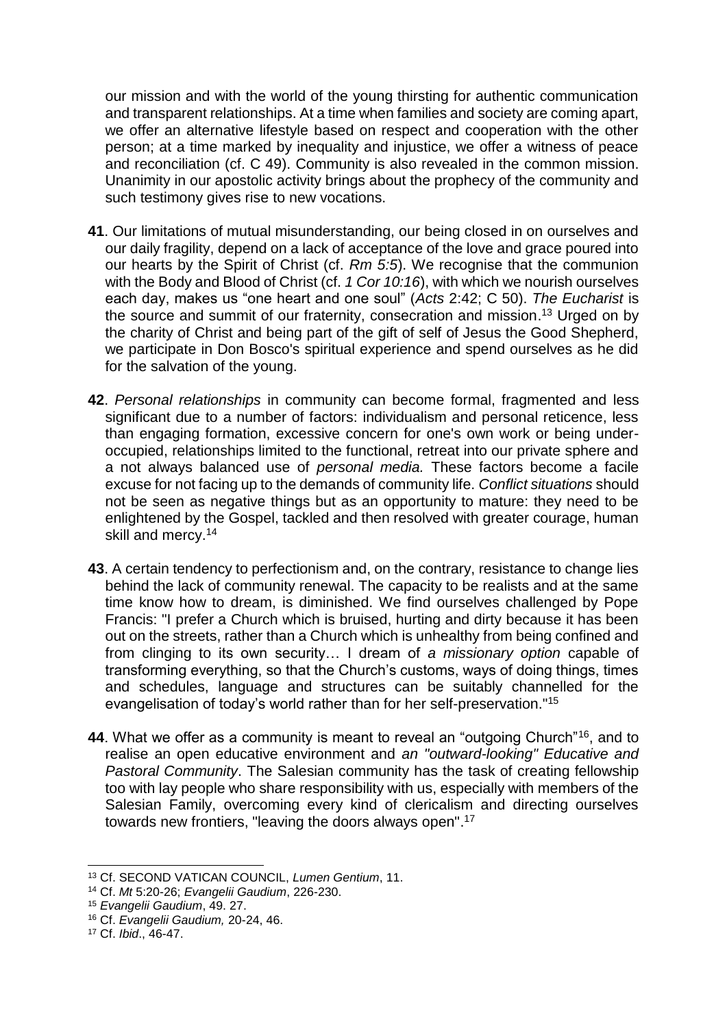our mission and with the world of the young thirsting for authentic communication and transparent relationships. At a time when families and society are coming apart, we offer an alternative lifestyle based on respect and cooperation with the other person; at a time marked by inequality and injustice, we offer a witness of peace and reconciliation (cf. C 49). Community is also revealed in the common mission. Unanimity in our apostolic activity brings about the prophecy of the community and such testimony gives rise to new vocations.

**41**. Our limitations of mutual misunderstanding, our being closed in on ourselves and our daily fragility, depend on a lack of acceptance of the love and grace poured into our hearts by the Spirit of Christ (cf. *Rm 5:5*). We recognise that the communion with the Body and Blood of Christ (cf. *1 Cor 10:16*), with which we nourish ourselves each day, makes us "one heart and one soul" (*Acts* 2:42; C 50). *The Eucharist* is the source and summit of our fraternity, consecration and mission.[13] Urged on by the charity of Christ and being part of the gift of self of Jesus the Good Shepherd, we participate in Don Bosco's spiritual experience and spend ourselves as he did for the salvation of the young.

**42**. *Personal relationships* in community can become formal, fragmented and less significant due to a number of factors: individualism and personal reticence, less than engaging formation, excessive concern for one's own work or being under-occupied, relationships limited to the functional, retreat into our private sphere and a not always balanced use of *personal media.* These factors become a facile excuse for not facing up to the demands of community life. *Conflict situations* should not be seen as negative things but as an opportunity to mature: they need to be enlightened by the Gospel, tackled and then resolved with greater courage, human skill and mercy.[14]

**43**. A certain tendency to perfectionism and, on the contrary, resistance to change lies behind the lack of community renewal. The capacity to be realists and at the same time know how to dream, is diminished. We find ourselves challenged by Pope Francis: "I prefer a Church which is bruised, hurting and dirty because it has been out on the streets, rather than a Church which is unhealthy from being confined and from clinging to its own security… I dream of *a missionary option* capable of transforming everything, so that the Church's customs, ways of doing things, times and schedules, language and structures can be suitably channelled for the evangelisation of today's world rather than for her self-preservation."[15]

**44**. What we offer as a community is meant to reveal an "outgoing Church"[16], and to realise an open educative environment and *an "outward-looking" Educative and Pastoral Community*. The Salesian community has the task of creating fellowship too with lay people who share responsibility with us, especially with members of the Salesian Family, overcoming every kind of clericalism and directing ourselves towards new frontiers, "leaving the doors always open".[17]

---

[13] Cf. SECOND VATICAN COUNCIL, *Lumen Gentium*, 11.

[14] Cf. *Mt* 5:20-26; *Evangelii Gaudium*, 226-230.

[15] *Evangelii Gaudium*, 49. 27.

[16] Cf. *Evangelii Gaudium,* 20-24, 46.

[17] Cf. *Ibid*., 46-47.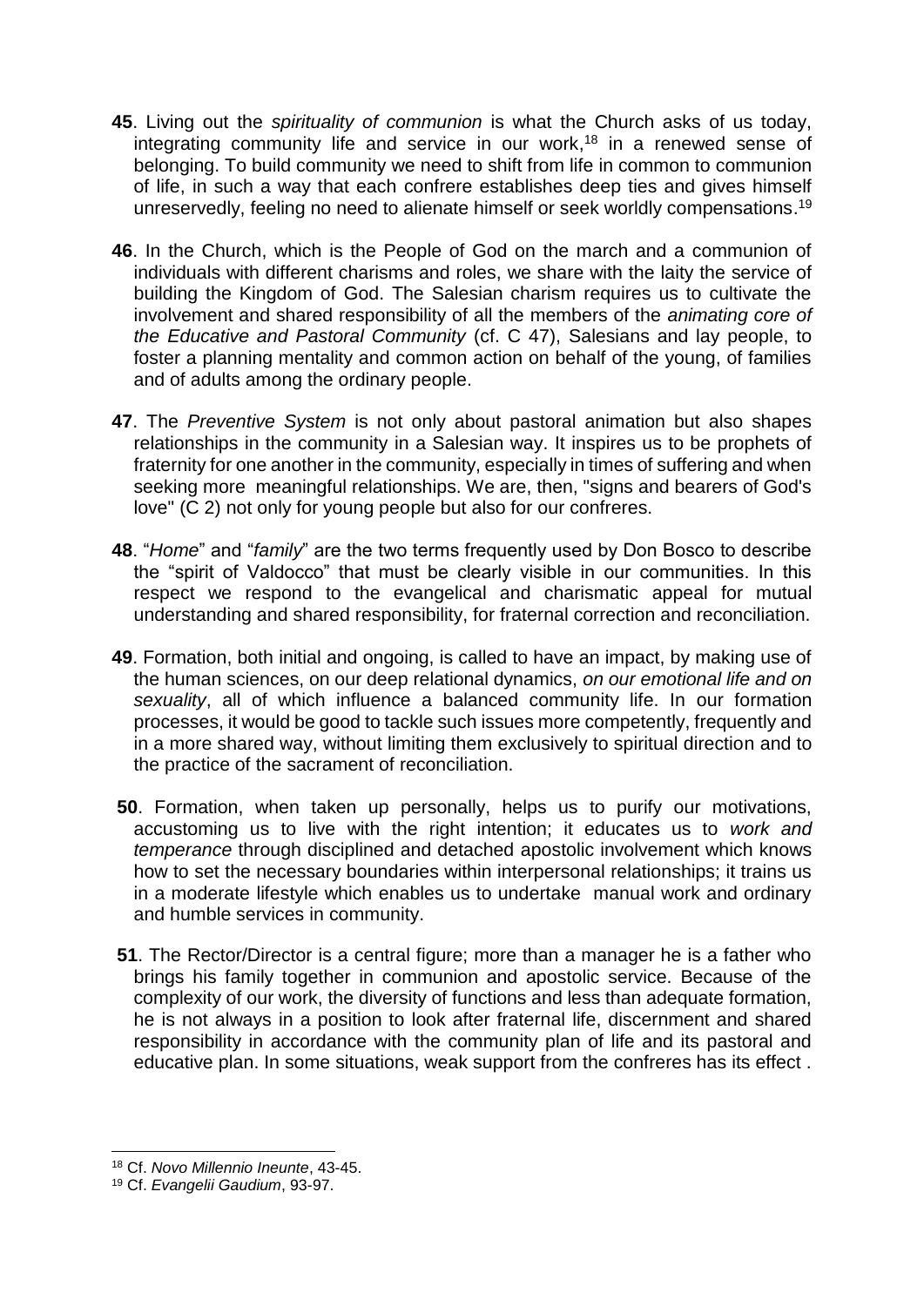**45**. Living out the *spirituality of communion* is what the Church asks of us today, integrating community life and service in our work,[18] in a renewed sense of belonging. To build community we need to shift from life in common to communion of life, in such a way that each confrere establishes deep ties and gives himself unreservedly, feeling no need to alienate himself or seek worldly compensations.[19]

**46**. In the Church, which is the People of God on the march and a communion of individuals with different charisms and roles, we share with the laity the service of building the Kingdom of God. The Salesian charism requires us to cultivate the involvement and shared responsibility of all the members of the *animating core of the Educative and Pastoral Community* (cf. C 47), Salesians and lay people, to foster a planning mentality and common action on behalf of the young, of families and of adults among the ordinary people.

**47**. The *Preventive System* is not only about pastoral animation but also shapes relationships in the community in a Salesian way. It inspires us to be prophets of fraternity for one another in the community, especially in times of suffering and when seeking more meaningful relationships. We are, then, "signs and bearers of God's love" (C 2) not only for young people but also for our confreres.

**48**. "*Home*" and "*family*" are the two terms frequently used by Don Bosco to describe the "spirit of Valdocco" that must be clearly visible in our communities. In this respect we respond to the evangelical and charismatic appeal for mutual understanding and shared responsibility, for fraternal correction and reconciliation.

**49**. Formation, both initial and ongoing, is called to have an impact, by making use of the human sciences, on our deep relational dynamics, *on our emotional life and on sexuality*, all of which influence a balanced community life. In our formation processes, it would be good to tackle such issues more competently, frequently and in a more shared way, without limiting them exclusively to spiritual direction and to the practice of the sacrament of reconciliation.

**50**. Formation, when taken up personally, helps us to purify our motivations, accustoming us to live with the right intention; it educates us to *work and temperance* through disciplined and detached apostolic involvement which knows how to set the necessary boundaries within interpersonal relationships; it trains us in a moderate lifestyle which enables us to undertake manual work and ordinary and humble services in community.

**51**. The Rector/Director is a central figure; more than a manager he is a father who brings his family together in communion and apostolic service. Because of the complexity of our work, the diversity of functions and less than adequate formation, he is not always in a position to look after fraternal life, discernment and shared responsibility in accordance with the community plan of life and its pastoral and educative plan. In some situations, weak support from the confreres has its effect .

---

[18] Cf. *Novo Millennio Ineunte*, 43-45.

[19] Cf. *Evangelii Gaudium*, 93-97.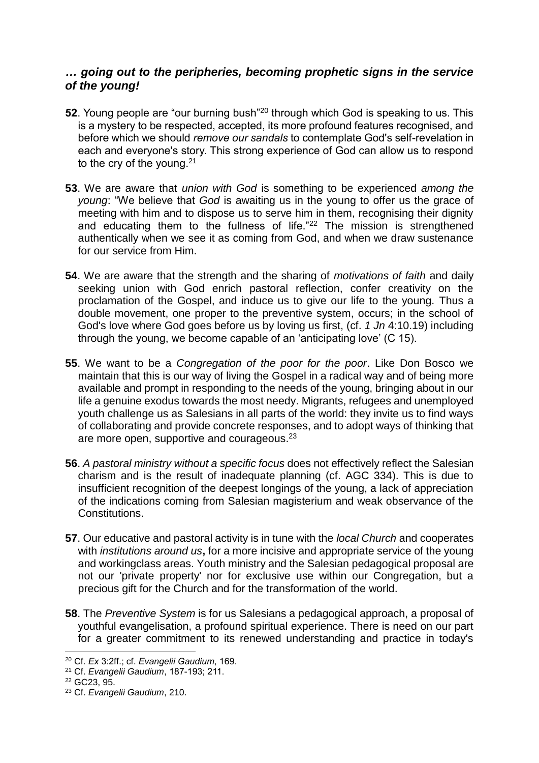***… going out to the peripheries, becoming prophetic signs in the service of the young!***

**52**. Young people are "our burning bush"[20] through which God is speaking to us. This is a mystery to be respected, accepted, its more profound features recognised, and before which we should *remove our sandals* to contemplate God's self-revelation in each and everyone's story. This strong experience of God can allow us to respond to the cry of the young.[21]

**53**. We are aware that *union with God* is something to be experienced *among the young*: "We believe that *God* is awaiting us in the young to offer us the grace of meeting with him and to dispose us to serve him in them, recognising their dignity and educating them to the fullness of life."[22] The mission is strengthened authentically when we see it as coming from God, and when we draw sustenance for our service from Him.

**54**. We are aware that the strength and the sharing of *motivations of faith* and daily seeking union with God enrich pastoral reflection, confer creativity on the proclamation of the Gospel, and induce us to give our life to the young. Thus a double movement, one proper to the preventive system, occurs; in the school of God's love where God goes before us by loving us first, (cf. *1 Jn* 4:10.19) including through the young, we become capable of an 'anticipating love' (C 15).

**55**. We want to be a *Congregation of the poor for the poor*. Like Don Bosco we maintain that this is our way of living the Gospel in a radical way and of being more available and prompt in responding to the needs of the young, bringing about in our life a genuine exodus towards the most needy. Migrants, refugees and unemployed youth challenge us as Salesians in all parts of the world: they invite us to find ways of collaborating and provide concrete responses, and to adopt ways of thinking that are more open, supportive and courageous.[23]

**56**. *A pastoral ministry without a specific focus* does not effectively reflect the Salesian charism and is the result of inadequate planning (cf. AGC 334). This is due to insufficient recognition of the deepest longings of the young, a lack of appreciation of the indications coming from Salesian magisterium and weak observance of the Constitutions.

**57**. Our educative and pastoral activity is in tune with the *local Church* and cooperates with *institutions around us***,** for a more incisive and appropriate service of the young and workingclass areas. Youth ministry and the Salesian pedagogical proposal are not our 'private property' nor for exclusive use within our Congregation, but a precious gift for the Church and for the transformation of the world.

**58**. The *Preventive System* is for us Salesians a pedagogical approach, a proposal of youthful evangelisation, a profound spiritual experience. There is need on our part for a greater commitment to its renewed understanding and practice in today's

---

[20] Cf. *Ex* 3:2ff.; cf. *Evangelii Gaudium*, 169.

[21] Cf. *Evangelii Gaudium*, 187-193; 211.

[22] GC23, 95.

[23] Cf. *Evangelii Gaudium*, 210.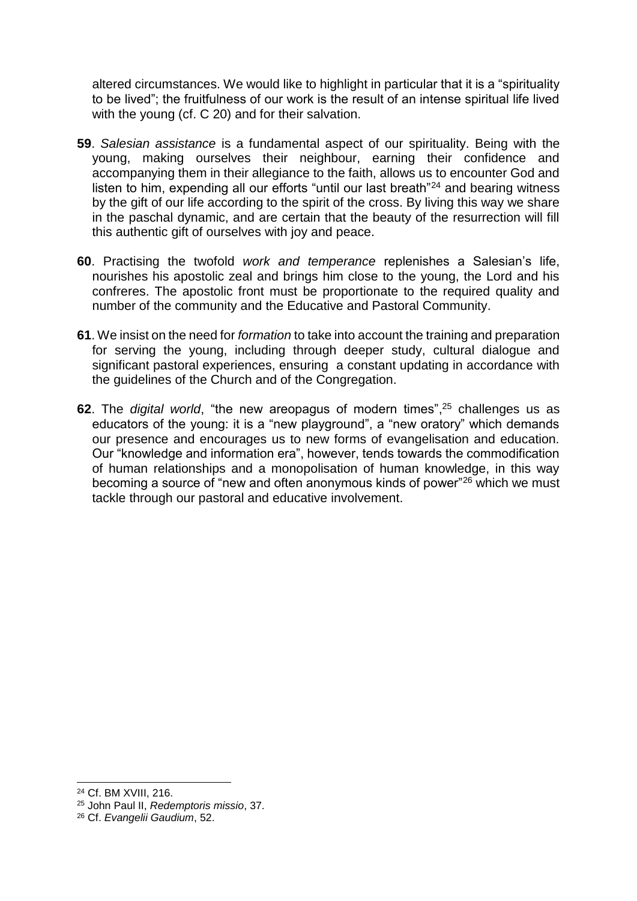altered circumstances. We would like to highlight in particular that it is a "spirituality to be lived"; the fruitfulness of our work is the result of an intense spiritual life lived with the young (cf. C 20) and for their salvation.

**59**. *Salesian assistance* is a fundamental aspect of our spirituality. Being with the young, making ourselves their neighbour, earning their confidence and accompanying them in their allegiance to the faith, allows us to encounter God and listen to him, expending all our efforts "until our last breath"[24] and bearing witness by the gift of our life according to the spirit of the cross. By living this way we share in the paschal dynamic, and are certain that the beauty of the resurrection will fill this authentic gift of ourselves with joy and peace.

**60**. Practising the twofold *work and temperance* replenishes a Salesian's life, nourishes his apostolic zeal and brings him close to the young, the Lord and his confreres. The apostolic front must be proportionate to the required quality and number of the community and the Educative and Pastoral Community.

**61**. We insist on the need for *formation* to take into account the training and preparation for serving the young, including through deeper study, cultural dialogue and significant pastoral experiences, ensuring a constant updating in accordance with the guidelines of the Church and of the Congregation.

**62**. The *digital world*, "the new areopagus of modern times",[25] challenges us as educators of the young: it is a "new playground", a "new oratory" which demands our presence and encourages us to new forms of evangelisation and education. Our "knowledge and information era", however, tends towards the commodification of human relationships and a monopolisation of human knowledge, in this way becoming a source of "new and often anonymous kinds of power"[26] which we must tackle through our pastoral and educative involvement.

---

[24] Cf. BM XVIII, 216.

[25] John Paul II, *Redemptoris missio*, 37.

[26] Cf. *Evangelii Gaudium*, 52.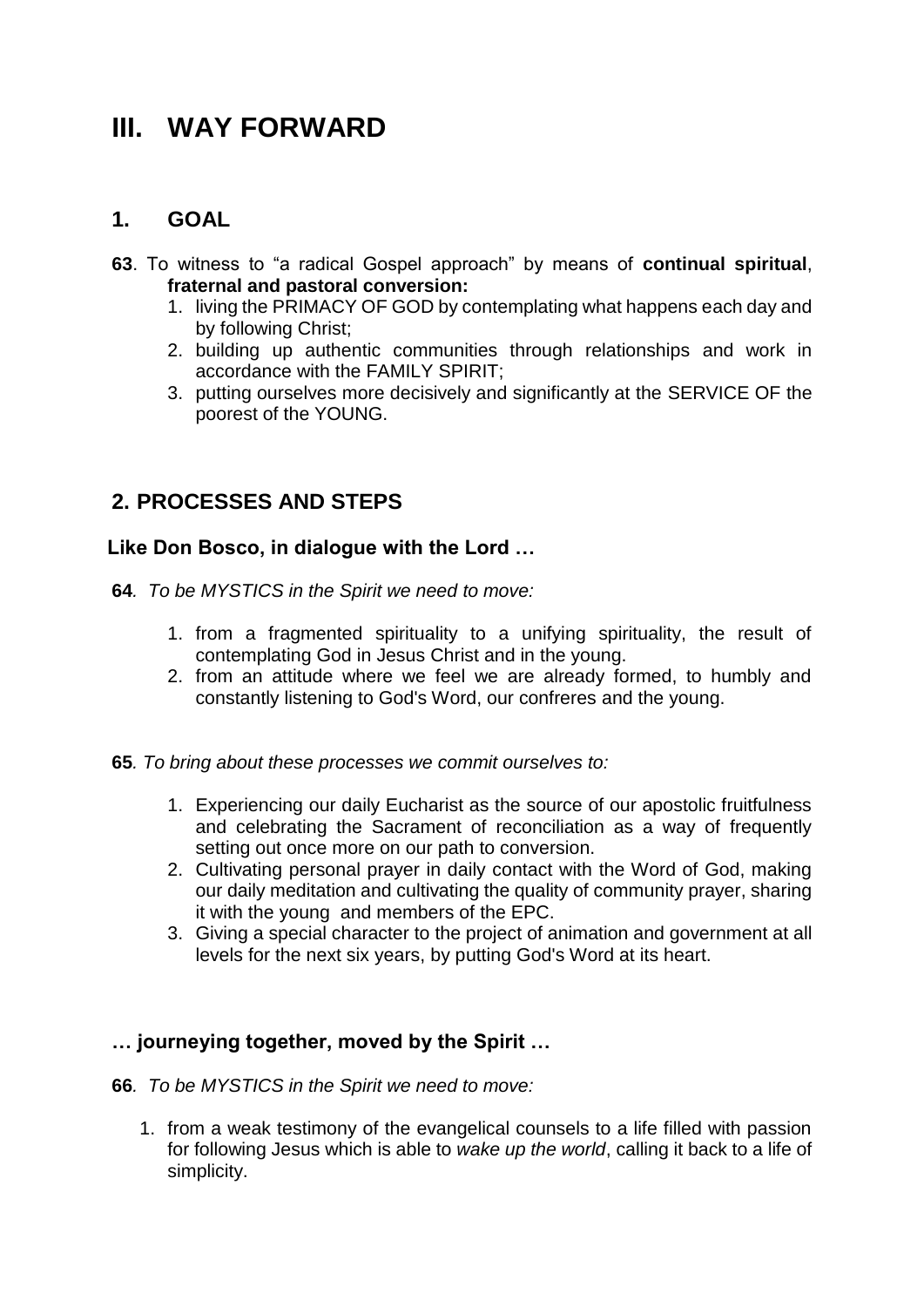# III. WAY FORWARD

## 1. GOAL

**63**. To witness to "a radical Gospel approach" by means of **continual spiritual**, **fraternal and pastoral conversion:**

1. living the PRIMACY OF GOD by contemplating what happens each day and by following Christ;
2. building up authentic communities through relationships and work in accordance with the FAMILY SPIRIT;
3. putting ourselves more decisively and significantly at the SERVICE OF the poorest of the YOUNG.

## 2. PROCESSES AND STEPS

### Like Don Bosco, in dialogue with the Lord …

**64**. *To be MYSTICS in the Spirit we need to move:*

1. from a fragmented spirituality to a unifying spirituality, the result of contemplating God in Jesus Christ and in the young.
2. from an attitude where we feel we are already formed, to humbly and constantly listening to God's Word, our confreres and the young.

**65**. *To bring about these processes we commit ourselves to:*

1. Experiencing our daily Eucharist as the source of our apostolic fruitfulness and celebrating the Sacrament of reconciliation as a way of frequently setting out once more on our path to conversion.
2. Cultivating personal prayer in daily contact with the Word of God, making our daily meditation and cultivating the quality of community prayer, sharing it with the young and members of the EPC.
3. Giving a special character to the project of animation and government at all levels for the next six years, by putting God's Word at its heart.

### … journeying together, moved by the Spirit …

**66**. *To be MYSTICS in the Spirit we need to move:*

1. from a weak testimony of the evangelical counsels to a life filled with passion for following Jesus which is able to *wake up the world*, calling it back to a life of simplicity.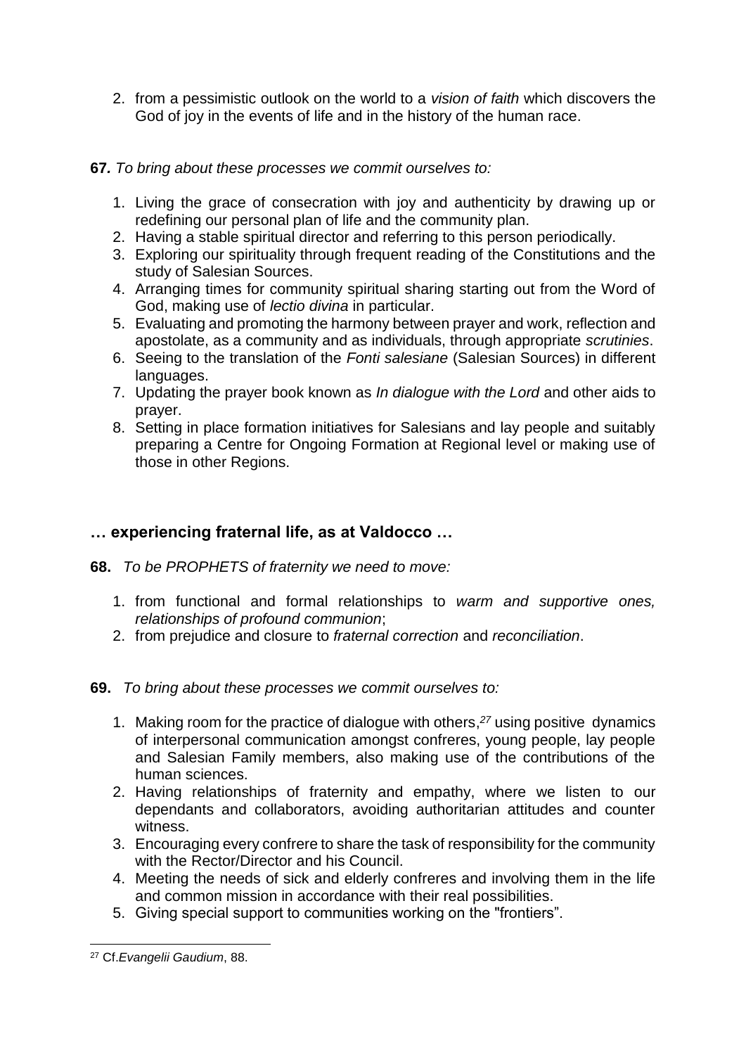2. from a pessimistic outlook on the world to a *vision of faith* which discovers the God of joy in the events of life and in the history of the human race.

**67.** *To bring about these processes we commit ourselves to:*

1. Living the grace of consecration with joy and authenticity by drawing up or redefining our personal plan of life and the community plan.
2. Having a stable spiritual director and referring to this person periodically.
3. Exploring our spirituality through frequent reading of the Constitutions and the study of Salesian Sources.
4. Arranging times for community spiritual sharing starting out from the Word of God, making use of *lectio divina* in particular.
5. Evaluating and promoting the harmony between prayer and work, reflection and apostolate, as a community and as individuals, through appropriate *scrutinies*.
6. Seeing to the translation of the *Fonti salesiane* (Salesian Sources) in different languages.
7. Updating the prayer book known as *In dialogue with the Lord* and other aids to prayer.
8. Setting in place formation initiatives for Salesians and lay people and suitably preparing a Centre for Ongoing Formation at Regional level or making use of those in other Regions.

## … experiencing fraternal life, as at Valdocco …

**68.** *To be PROPHETS of fraternity we need to move:*

1. from functional and formal relationships to *warm and supportive ones, relationships of profound communion*;
2. from prejudice and closure to *fraternal correction* and *reconciliation*.

**69.** *To bring about these processes we commit ourselves to:*

1. Making room for the practice of dialogue with others,[27] using positive dynamics of interpersonal communication amongst confreres, young people, lay people and Salesian Family members, also making use of the contributions of the human sciences.
2. Having relationships of fraternity and empathy, where we listen to our dependants and collaborators, avoiding authoritarian attitudes and counter witness.
3. Encouraging every confrere to share the task of responsibility for the community with the Rector/Director and his Council.
4. Meeting the needs of sick and elderly confreres and involving them in the life and common mission in accordance with their real possibilities.
5. Giving special support to communities working on the "frontiers".

[27] Cf.*Evangelii Gaudium*, 88.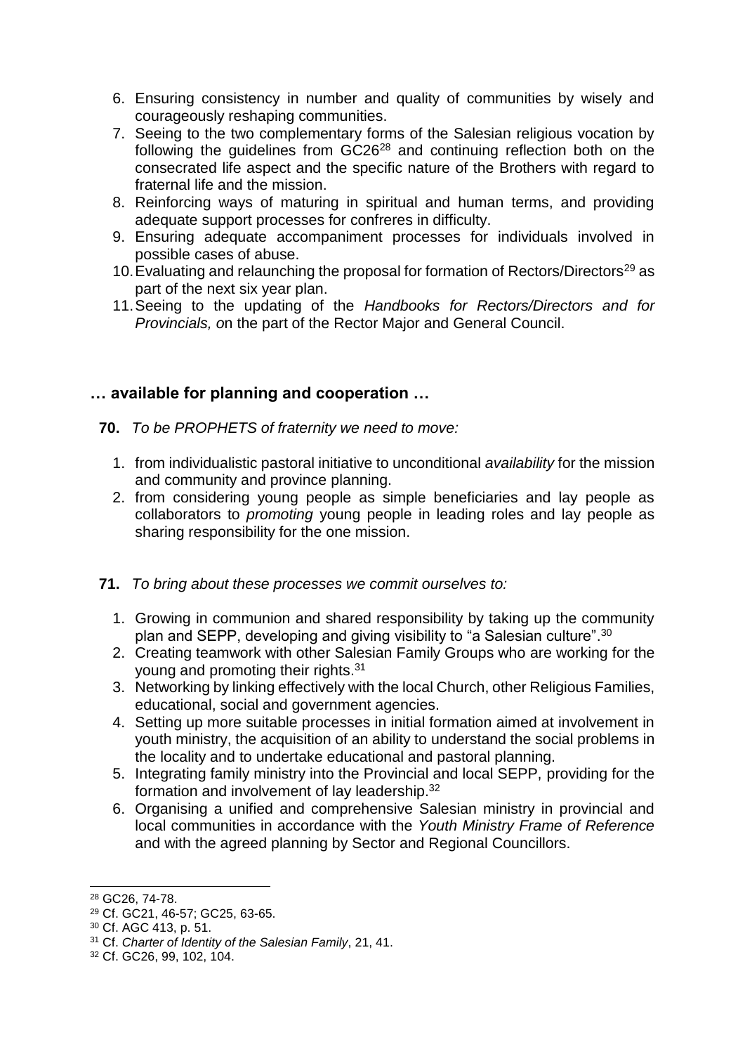6. Ensuring consistency in number and quality of communities by wisely and courageously reshaping communities.
7. Seeing to the two complementary forms of the Salesian religious vocation by following the guidelines from GC26[28] and continuing reflection both on the consecrated life aspect and the specific nature of the Brothers with regard to fraternal life and the mission.
8. Reinforcing ways of maturing in spiritual and human terms, and providing adequate support processes for confreres in difficulty.
9. Ensuring adequate accompaniment processes for individuals involved in possible cases of abuse.
10. Evaluating and relaunching the proposal for formation of Rectors/Directors[29] as part of the next six year plan.
11. Seeing to the updating of the *Handbooks for Rectors/Directors and for Provincials, o*n the part of the Rector Major and General Council.

## … available for planning and cooperation …

**70.** *To be PROPHETS of fraternity we need to move:*

1. from individualistic pastoral initiative to unconditional *availability* for the mission and community and province planning.
2. from considering young people as simple beneficiaries and lay people as collaborators to *promoting* young people in leading roles and lay people as sharing responsibility for the one mission.

**71.** *To bring about these processes we commit ourselves to:*

1. Growing in communion and shared responsibility by taking up the community plan and SEPP, developing and giving visibility to "a Salesian culture".[30]
2. Creating teamwork with other Salesian Family Groups who are working for the young and promoting their rights.[31]
3. Networking by linking effectively with the local Church, other Religious Families, educational, social and government agencies.
4. Setting up more suitable processes in initial formation aimed at involvement in youth ministry, the acquisition of an ability to understand the social problems in the locality and to undertake educational and pastoral planning.
5. Integrating family ministry into the Provincial and local SEPP, providing for the formation and involvement of lay leadership.[32]
6. Organising a unified and comprehensive Salesian ministry in provincial and local communities in accordance with the *Youth Ministry Frame of Reference* and with the agreed planning by Sector and Regional Councillors.

---

[28] GC26, 74-78.

[29] Cf. GC21, 46-57; GC25, 63-65.

[30] Cf. AGC 413, p. 51.

[31] Cf. *Charter of Identity of the Salesian Family*, 21, 41.

[32] Cf. GC26, 99, 102, 104.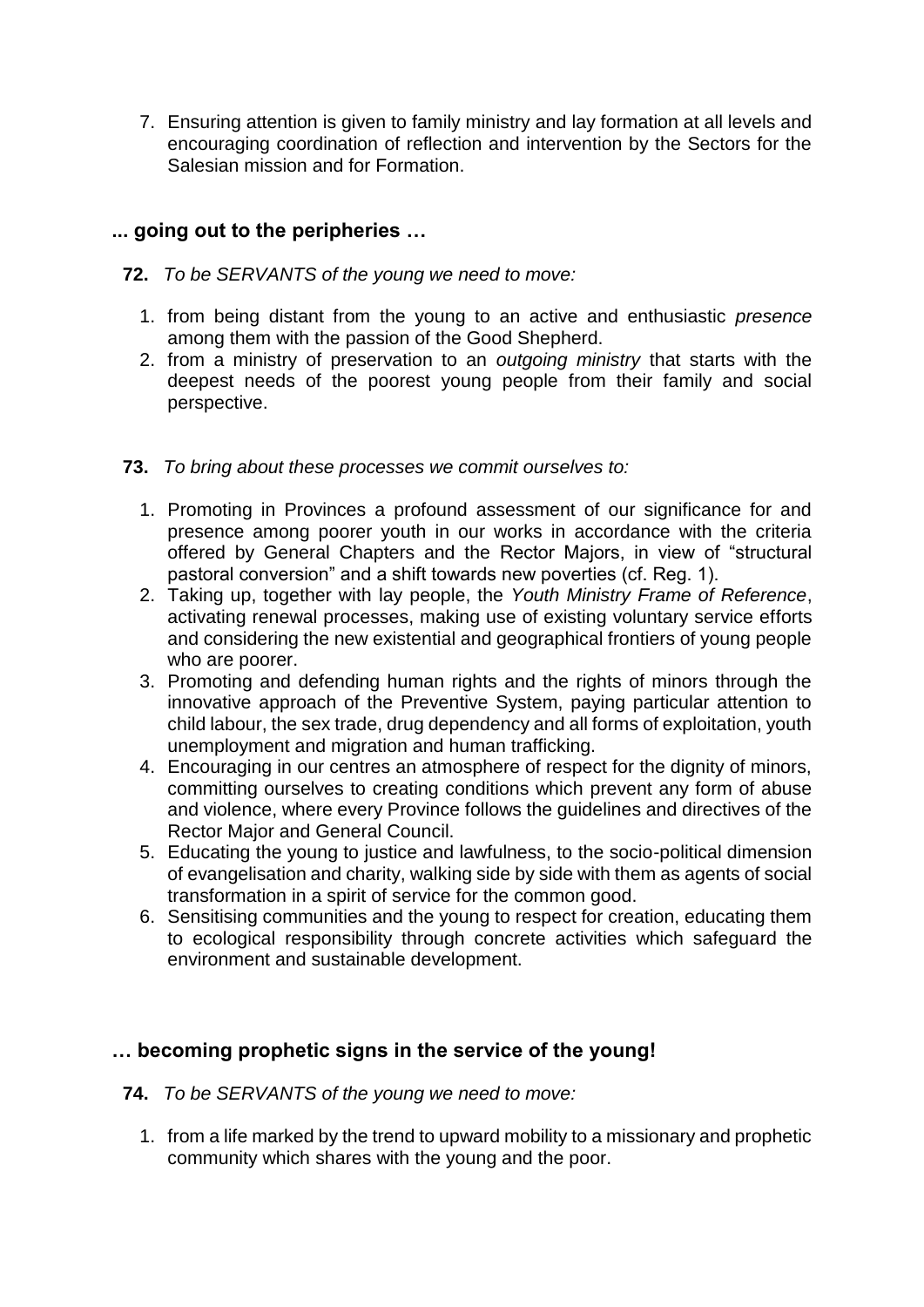7. Ensuring attention is given to family ministry and lay formation at all levels and encouraging coordination of reflection and intervention by the Sectors for the Salesian mission and for Formation.

### ... going out to the peripheries …

**72.** *To be SERVANTS of the young we need to move:*

1. from being distant from the young to an active and enthusiastic *presence* among them with the passion of the Good Shepherd.
2. from a ministry of preservation to an *outgoing ministry* that starts with the deepest needs of the poorest young people from their family and social perspective.

**73.** *To bring about these processes we commit ourselves to:*

1. Promoting in Provinces a profound assessment of our significance for and presence among poorer youth in our works in accordance with the criteria offered by General Chapters and the Rector Majors, in view of "structural pastoral conversion" and a shift towards new poverties (cf. Reg. 1).
2. Taking up, together with lay people, the *Youth Ministry Frame of Reference*, activating renewal processes, making use of existing voluntary service efforts and considering the new existential and geographical frontiers of young people who are poorer.
3. Promoting and defending human rights and the rights of minors through the innovative approach of the Preventive System, paying particular attention to child labour, the sex trade, drug dependency and all forms of exploitation, youth unemployment and migration and human trafficking.
4. Encouraging in our centres an atmosphere of respect for the dignity of minors, committing ourselves to creating conditions which prevent any form of abuse and violence, where every Province follows the guidelines and directives of the Rector Major and General Council.
5. Educating the young to justice and lawfulness, to the socio-political dimension of evangelisation and charity, walking side by side with them as agents of social transformation in a spirit of service for the common good.
6. Sensitising communities and the young to respect for creation, educating them to ecological responsibility through concrete activities which safeguard the environment and sustainable development.

### … becoming prophetic signs in the service of the young!

**74.** *To be SERVANTS of the young we need to move:*

1. from a life marked by the trend to upward mobility to a missionary and prophetic community which shares with the young and the poor.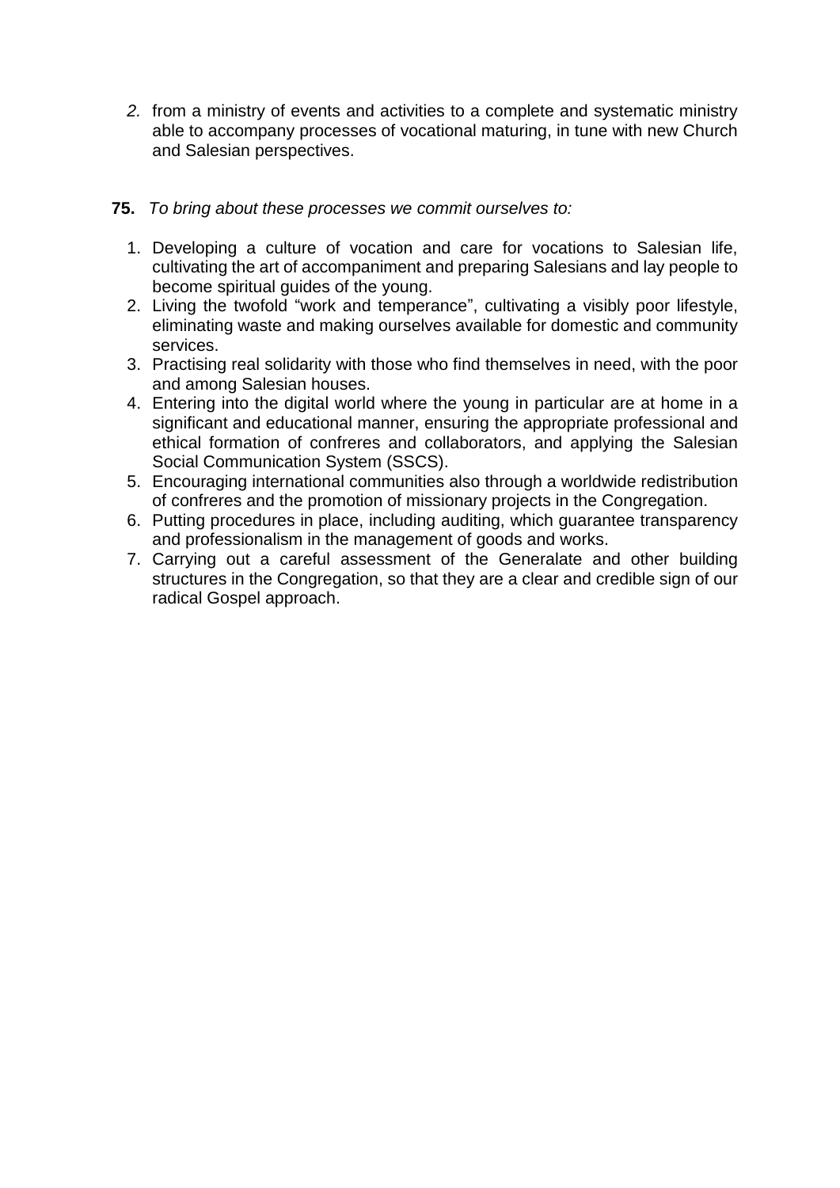*2.* from a ministry of events and activities to a complete and systematic ministry able to accompany processes of vocational maturing, in tune with new Church and Salesian perspectives.

**75.** *To bring about these processes we commit ourselves to:*

1. Developing a culture of vocation and care for vocations to Salesian life, cultivating the art of accompaniment and preparing Salesians and lay people to become spiritual guides of the young.
2. Living the twofold "work and temperance", cultivating a visibly poor lifestyle, eliminating waste and making ourselves available for domestic and community services.
3. Practising real solidarity with those who find themselves in need, with the poor and among Salesian houses.
4. Entering into the digital world where the young in particular are at home in a significant and educational manner, ensuring the appropriate professional and ethical formation of confreres and collaborators, and applying the Salesian Social Communication System (SSCS).
5. Encouraging international communities also through a worldwide redistribution of confreres and the promotion of missionary projects in the Congregation.
6. Putting procedures in place, including auditing, which guarantee transparency and professionalism in the management of goods and works.
7. Carrying out a careful assessment of the Generalate and other building structures in the Congregation, so that they are a clear and credible sign of our radical Gospel approach.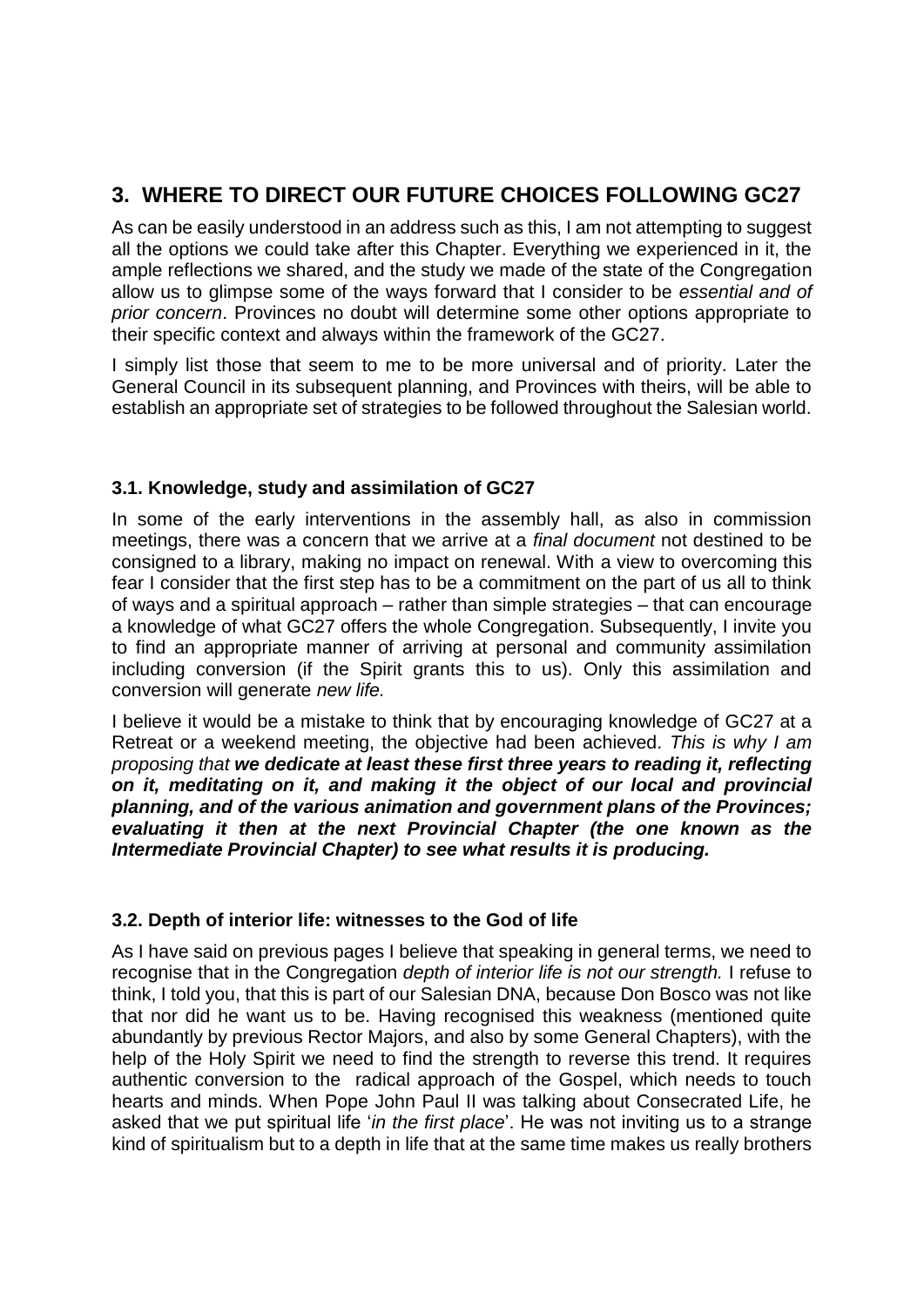## 3. WHERE TO DIRECT OUR FUTURE CHOICES FOLLOWING GC27

As can be easily understood in an address such as this, I am not attempting to suggest all the options we could take after this Chapter. Everything we experienced in it, the ample reflections we shared, and the study we made of the state of the Congregation allow us to glimpse some of the ways forward that I consider to be *essential and of prior concern*. Provinces no doubt will determine some other options appropriate to their specific context and always within the framework of the GC27.

I simply list those that seem to me to be more universal and of priority. Later the General Council in its subsequent planning, and Provinces with theirs, will be able to establish an appropriate set of strategies to be followed throughout the Salesian world.

### 3.1. Knowledge, study and assimilation of GC27

In some of the early interventions in the assembly hall, as also in commission meetings, there was a concern that we arrive at a *final document* not destined to be consigned to a library, making no impact on renewal. With a view to overcoming this fear I consider that the first step has to be a commitment on the part of us all to think of ways and a spiritual approach – rather than simple strategies – that can encourage a knowledge of what GC27 offers the whole Congregation. Subsequently, I invite you to find an appropriate manner of arriving at personal and community assimilation including conversion (if the Spirit grants this to us). Only this assimilation and conversion will generate *new life.*

I believe it would be a mistake to think that by encouraging knowledge of GC27 at a Retreat or a weekend meeting, the objective had been achieved. *This is why I am proposing that* ***we dedicate at least these first three years to reading it, reflecting on it, meditating on it, and making it the object of our local and provincial planning, and of the various animation and government plans of the Provinces; evaluating it then at the next Provincial Chapter (the one known as the Intermediate Provincial Chapter) to see what results it is producing.***

### 3.2. Depth of interior life: witnesses to the God of life

As I have said on previous pages I believe that speaking in general terms, we need to recognise that in the Congregation *depth of interior life is not our strength.* I refuse to think, I told you, that this is part of our Salesian DNA, because Don Bosco was not like that nor did he want us to be. Having recognised this weakness (mentioned quite abundantly by previous Rector Majors, and also by some General Chapters), with the help of the Holy Spirit we need to find the strength to reverse this trend. It requires authentic conversion to the radical approach of the Gospel, which needs to touch hearts and minds. When Pope John Paul II was talking about Consecrated Life, he asked that we put spiritual life '*in the first place*'. He was not inviting us to a strange kind of spiritualism but to a depth in life that at the same time makes us really brothers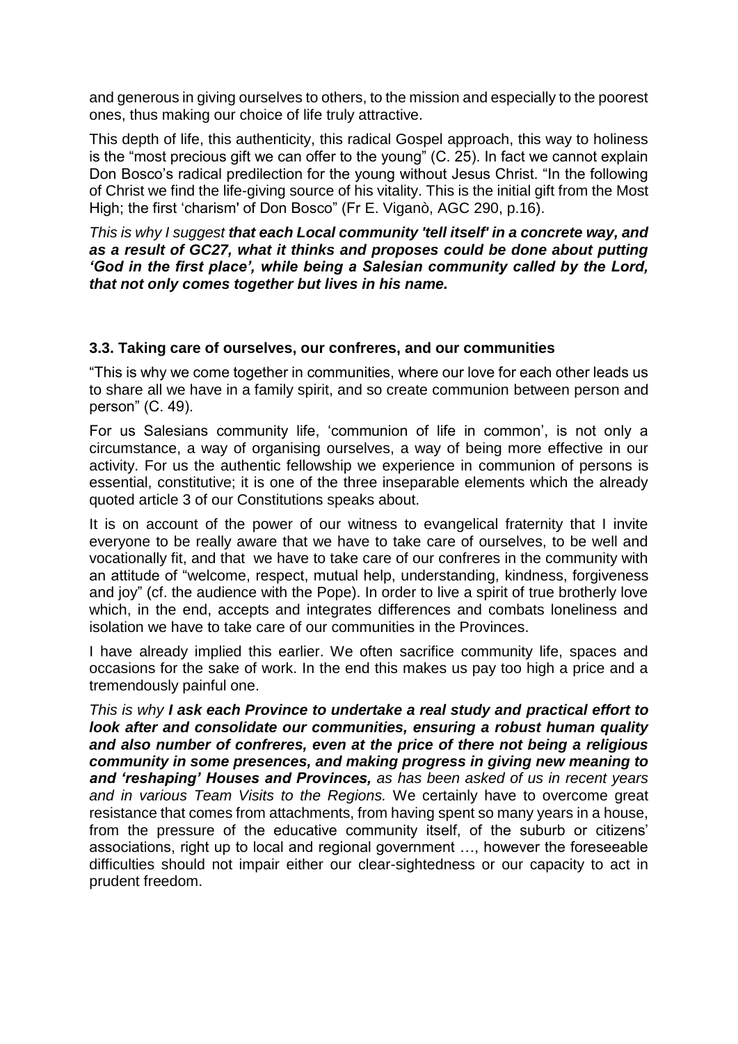and generous in giving ourselves to others, to the mission and especially to the poorest ones, thus making our choice of life truly attractive.

This depth of life, this authenticity, this radical Gospel approach, this way to holiness is the "most precious gift we can offer to the young" (C. 25). In fact we cannot explain Don Bosco's radical predilection for the young without Jesus Christ. "In the following of Christ we find the life-giving source of his vitality. This is the initial gift from the Most High; the first 'charism' of Don Bosco" (Fr E. Viganò, AGC 290, p.16).

*This is why I suggest* ***that each Local community 'tell itself' in a concrete way, and as a result of GC27, what it thinks and proposes could be done about putting 'God in the first place', while being a Salesian community called by the Lord, that not only comes together but lives in his name.***

### 3.3. Taking care of ourselves, our confreres, and our communities

"This is why we come together in communities, where our love for each other leads us to share all we have in a family spirit, and so create communion between person and person" (C. 49).

For us Salesians community life, 'communion of life in common', is not only a circumstance, a way of organising ourselves, a way of being more effective in our activity. For us the authentic fellowship we experience in communion of persons is essential, constitutive; it is one of the three inseparable elements which the already quoted article 3 of our Constitutions speaks about.

It is on account of the power of our witness to evangelical fraternity that I invite everyone to be really aware that we have to take care of ourselves, to be well and vocationally fit, and that we have to take care of our confreres in the community with an attitude of "welcome, respect, mutual help, understanding, kindness, forgiveness and joy" (cf. the audience with the Pope). In order to live a spirit of true brotherly love which, in the end, accepts and integrates differences and combats loneliness and isolation we have to take care of our communities in the Provinces.

I have already implied this earlier. We often sacrifice community life, spaces and occasions for the sake of work. In the end this makes us pay too high a price and a tremendously painful one.

*This is why* ***I ask each Province to undertake a real study and practical effort to look after and consolidate our communities, ensuring a robust human quality and also number of confreres, even at the price of there not being a religious community in some presences, and making progress in giving new meaning to and 'reshaping' Houses and Provinces,*** *as has been asked of us in recent years and in various Team Visits to the Regions.* We certainly have to overcome great resistance that comes from attachments, from having spent so many years in a house, from the pressure of the educative community itself, of the suburb or citizens' associations, right up to local and regional government …, however the foreseeable difficulties should not impair either our clear-sightedness or our capacity to act in prudent freedom.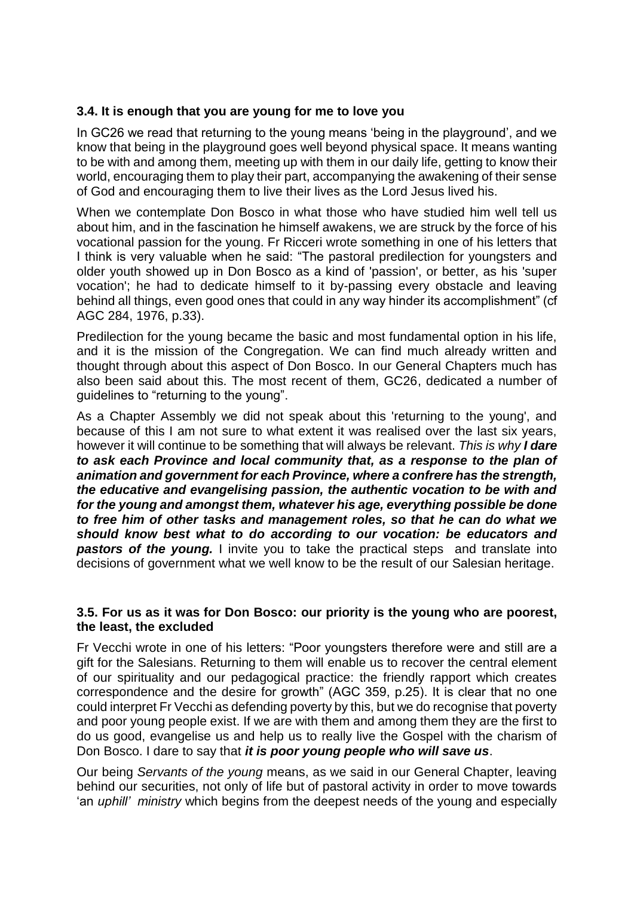### 3.4. It is enough that you are young for me to love you

In GC26 we read that returning to the young means 'being in the playground', and we know that being in the playground goes well beyond physical space. It means wanting to be with and among them, meeting up with them in our daily life, getting to know their world, encouraging them to play their part, accompanying the awakening of their sense of God and encouraging them to live their lives as the Lord Jesus lived his.

When we contemplate Don Bosco in what those who have studied him well tell us about him, and in the fascination he himself awakens, we are struck by the force of his vocational passion for the young. Fr Ricceri wrote something in one of his letters that I think is very valuable when he said: "The pastoral predilection for youngsters and older youth showed up in Don Bosco as a kind of 'passion', or better, as his 'super vocation'; he had to dedicate himself to it by-passing every obstacle and leaving behind all things, even good ones that could in any way hinder its accomplishment" (cf AGC 284, 1976, p.33).

Predilection for the young became the basic and most fundamental option in his life, and it is the mission of the Congregation. We can find much already written and thought through about this aspect of Don Bosco. In our General Chapters much has also been said about this. The most recent of them, GC26, dedicated a number of guidelines to "returning to the young".

As a Chapter Assembly we did not speak about this 'returning to the young', and because of this I am not sure to what extent it was realised over the last six years, however it will continue to be something that will always be relevant. *This is why* ***I dare to ask each Province and local community that, as a response to the plan of animation and government for each Province, where a confrere has the strength, the educative and evangelising passion, the authentic vocation to be with and for the young and amongst them, whatever his age, everything possible be done to free him of other tasks and management roles, so that he can do what we should know best what to do according to our vocation: be educators and pastors of the young.*** I invite you to take the practical steps and translate into decisions of government what we well know to be the result of our Salesian heritage.

### 3.5. For us as it was for Don Bosco: our priority is the young who are poorest, the least, the excluded

Fr Vecchi wrote in one of his letters: "Poor youngsters therefore were and still are a gift for the Salesians. Returning to them will enable us to recover the central element of our spirituality and our pedagogical practice: the friendly rapport which creates correspondence and the desire for growth" (AGC 359, p.25). It is clear that no one could interpret Fr Vecchi as defending poverty by this, but we do recognise that poverty and poor young people exist. If we are with them and among them they are the first to do us good, evangelise us and help us to really live the Gospel with the charism of Don Bosco. I dare to say that ***it is poor young people who will save us***.

Our being *Servants of the young* means, as we said in our General Chapter, leaving behind our securities, not only of life but of pastoral activity in order to move towards 'an *uphill' ministry* which begins from the deepest needs of the young and especially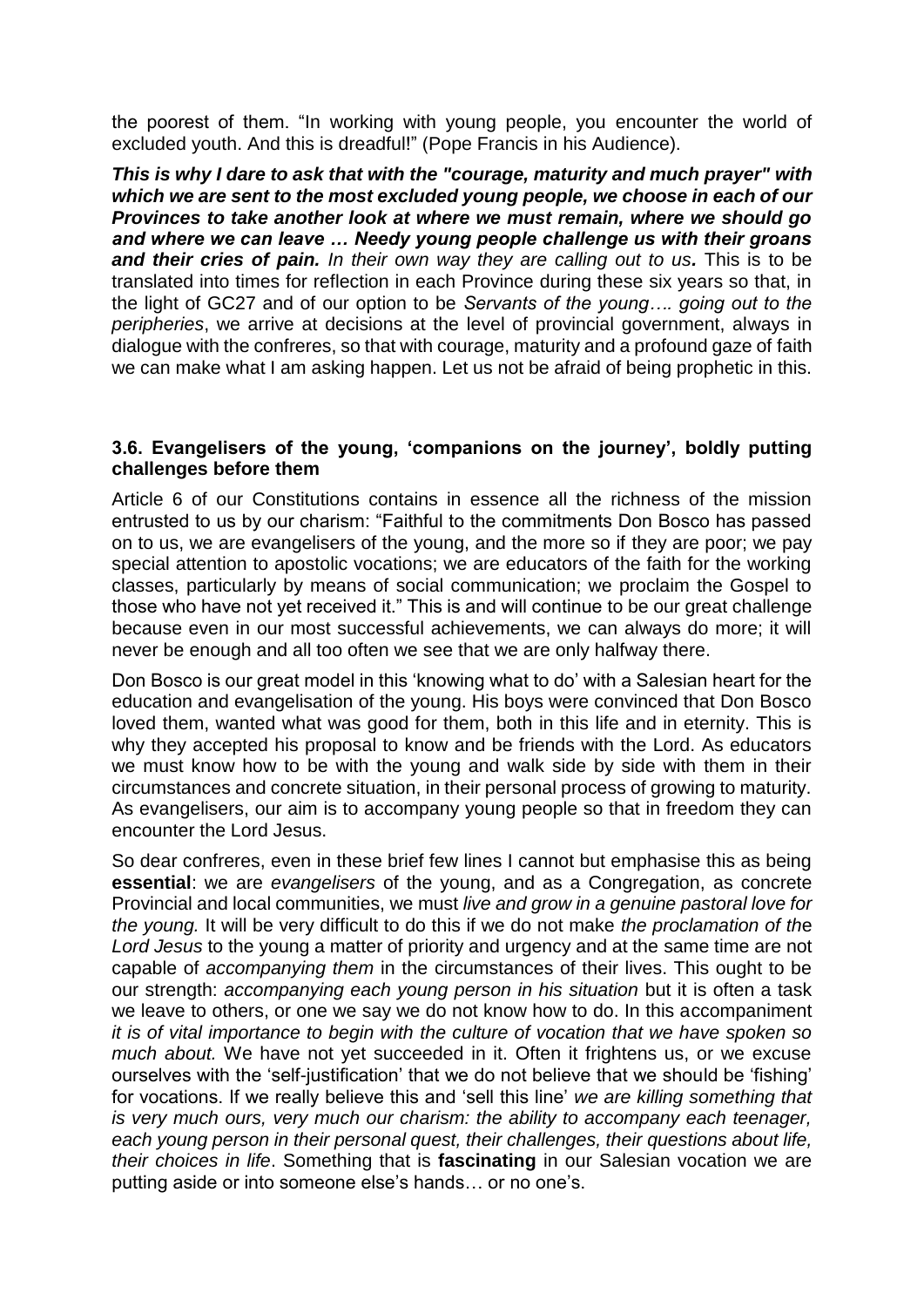the poorest of them. "In working with young people, you encounter the world of excluded youth. And this is dreadful!" (Pope Francis in his Audience).

***This is why I dare to ask that with the "courage, maturity and much prayer" with which we are sent to the most excluded young people, we choose in each of our Provinces to take another look at where we must remain, where we should go and where we can leave … Needy young people challenge us with their groans and their cries of pain.*** *In their own way they are calling out to us****.*** This is to be translated into times for reflection in each Province during these six years so that, in the light of GC27 and of our option to be *Servants of the young…. going out to the peripheries*, we arrive at decisions at the level of provincial government, always in dialogue with the confreres, so that with courage, maturity and a profound gaze of faith we can make what I am asking happen. Let us not be afraid of being prophetic in this.

### 3.6. Evangelisers of the young, 'companions on the journey', boldly putting challenges before them

Article 6 of our Constitutions contains in essence all the richness of the mission entrusted to us by our charism: "Faithful to the commitments Don Bosco has passed on to us, we are evangelisers of the young, and the more so if they are poor; we pay special attention to apostolic vocations; we are educators of the faith for the working classes, particularly by means of social communication; we proclaim the Gospel to those who have not yet received it." This is and will continue to be our great challenge because even in our most successful achievements, we can always do more; it will never be enough and all too often we see that we are only halfway there.

Don Bosco is our great model in this 'knowing what to do' with a Salesian heart for the education and evangelisation of the young. His boys were convinced that Don Bosco loved them, wanted what was good for them, both in this life and in eternity. This is why they accepted his proposal to know and be friends with the Lord. As educators we must know how to be with the young and walk side by side with them in their circumstances and concrete situation, in their personal process of growing to maturity. As evangelisers, our aim is to accompany young people so that in freedom they can encounter the Lord Jesus.

So dear confreres, even in these brief few lines I cannot but emphasise this as being **essential**: we are *evangelisers* of the young, and as a Congregation, as concrete Provincial and local communities, we must *live and grow in a genuine pastoral love for the young.* It will be very difficult to do this if we do not make *the proclamation of the Lord Jesus* to the young a matter of priority and urgency and at the same time are not capable of *accompanying them* in the circumstances of their lives. This ought to be our strength: *accompanying each young person in his situation* but it is often a task we leave to others, or one we say we do not know how to do. In this accompaniment *it is of vital importance to begin with the culture of vocation that we have spoken so much about.* We have not yet succeeded in it. Often it frightens us, or we excuse ourselves with the 'self-justification' that we do not believe that we should be 'fishing' for vocations. If we really believe this and 'sell this line' *we are killing something that is very much ours, very much our charism: the ability to accompany each teenager, each young person in their personal quest, their challenges, their questions about life, their choices in life*. Something that is **fascinating** in our Salesian vocation we are putting aside or into someone else's hands… or no one's.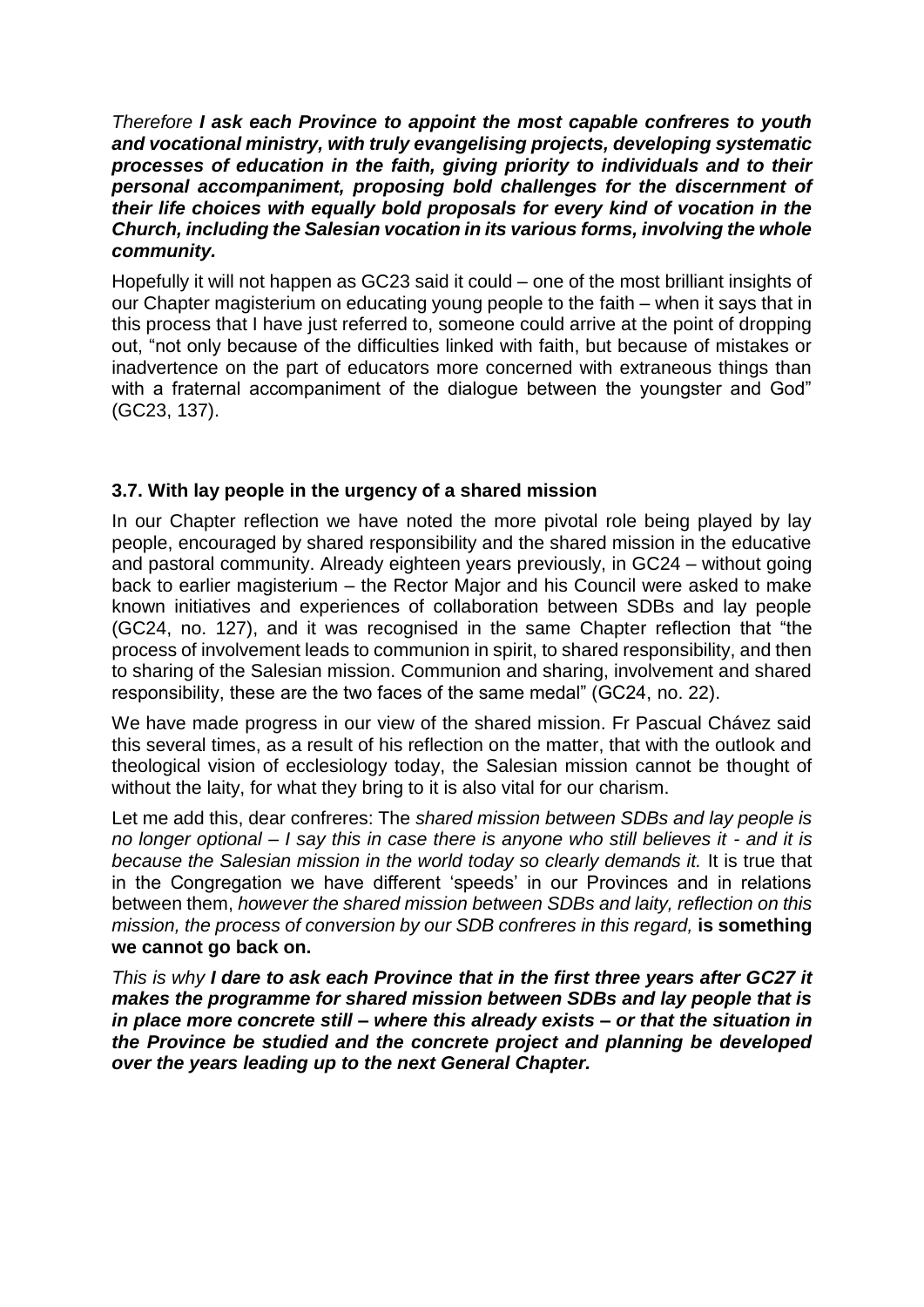*Therefore* ***I ask each Province to appoint the most capable confreres to youth and vocational ministry, with truly evangelising projects, developing systematic processes of education in the faith, giving priority to individuals and to their personal accompaniment, proposing bold challenges for the discernment of their life choices with equally bold proposals for every kind of vocation in the Church, including the Salesian vocation in its various forms, involving the whole community.***

Hopefully it will not happen as GC23 said it could – one of the most brilliant insights of our Chapter magisterium on educating young people to the faith – when it says that in this process that I have just referred to, someone could arrive at the point of dropping out, "not only because of the difficulties linked with faith, but because of mistakes or inadvertence on the part of educators more concerned with extraneous things than with a fraternal accompaniment of the dialogue between the youngster and God" (GC23, 137).

### 3.7. With lay people in the urgency of a shared mission

In our Chapter reflection we have noted the more pivotal role being played by lay people, encouraged by shared responsibility and the shared mission in the educative and pastoral community. Already eighteen years previously, in GC24 – without going back to earlier magisterium – the Rector Major and his Council were asked to make known initiatives and experiences of collaboration between SDBs and lay people (GC24, no. 127), and it was recognised in the same Chapter reflection that "the process of involvement leads to communion in spirit, to shared responsibility, and then to sharing of the Salesian mission. Communion and sharing, involvement and shared responsibility, these are the two faces of the same medal" (GC24, no. 22).

We have made progress in our view of the shared mission. Fr Pascual Chávez said this several times, as a result of his reflection on the matter, that with the outlook and theological vision of ecclesiology today, the Salesian mission cannot be thought of without the laity, for what they bring to it is also vital for our charism.

Let me add this, dear confreres: The *shared mission between SDBs and lay people is no longer optional – I say this in case there is anyone who still believes it - and it is because the Salesian mission in the world today so clearly demands it.* It is true that in the Congregation we have different 'speeds' in our Provinces and in relations between them, *however the shared mission between SDBs and laity, reflection on this mission, the process of conversion by our SDB confreres in this regard,* **is something we cannot go back on.**

*This is why* ***I dare to ask each Province that in the first three years after GC27 it makes the programme for shared mission between SDBs and lay people that is in place more concrete still – where this already exists – or that the situation in the Province be studied and the concrete project and planning be developed over the years leading up to the next General Chapter.***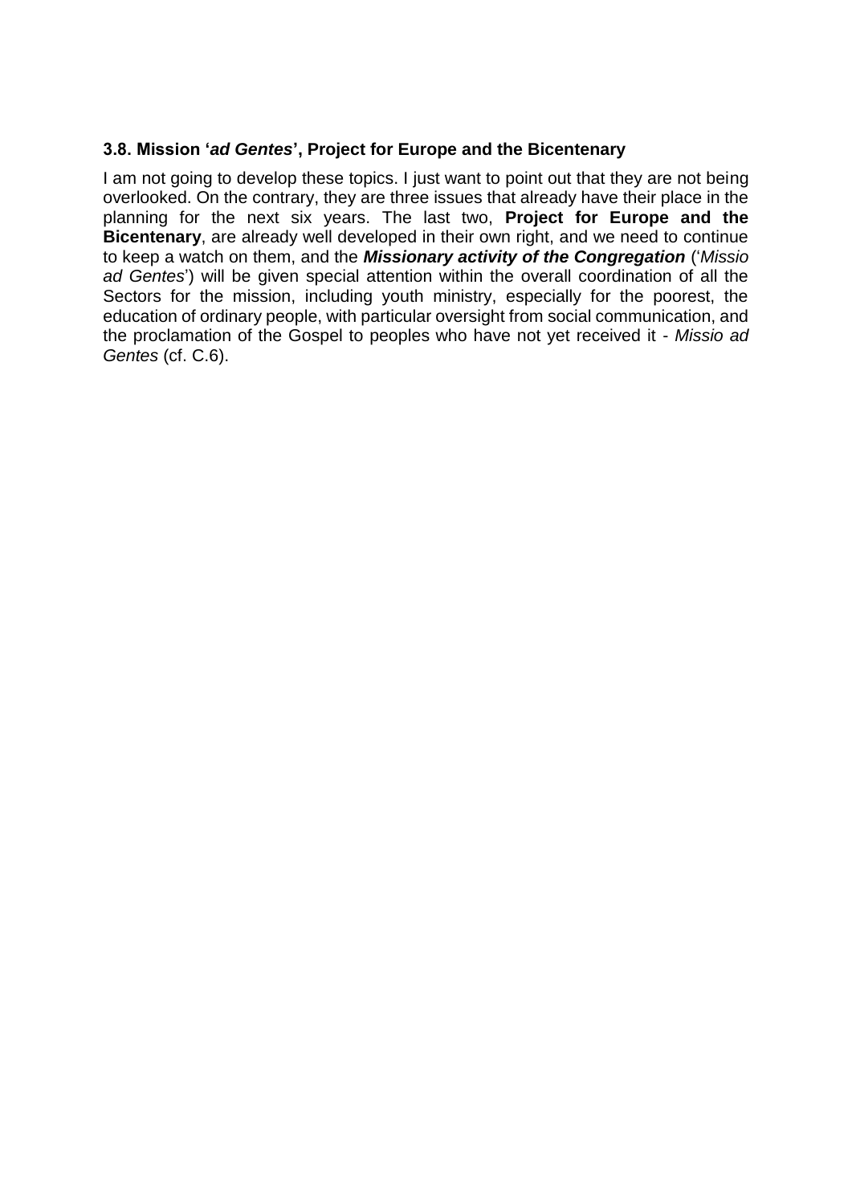### 3.8. Mission '*ad Gentes*', Project for Europe and the Bicentenary

I am not going to develop these topics. I just want to point out that they are not being overlooked. On the contrary, they are three issues that already have their place in the planning for the next six years. The last two, **Project for Europe and the Bicentenary**, are already well developed in their own right, and we need to continue to keep a watch on them, and the ***Missionary activity of the Congregation*** ('*Missio ad Gentes*') will be given special attention within the overall coordination of all the Sectors for the mission, including youth ministry, especially for the poorest, the education of ordinary people, with particular oversight from social communication, and the proclamation of the Gospel to peoples who have not yet received it - *Missio ad Gentes* (cf. C.6).